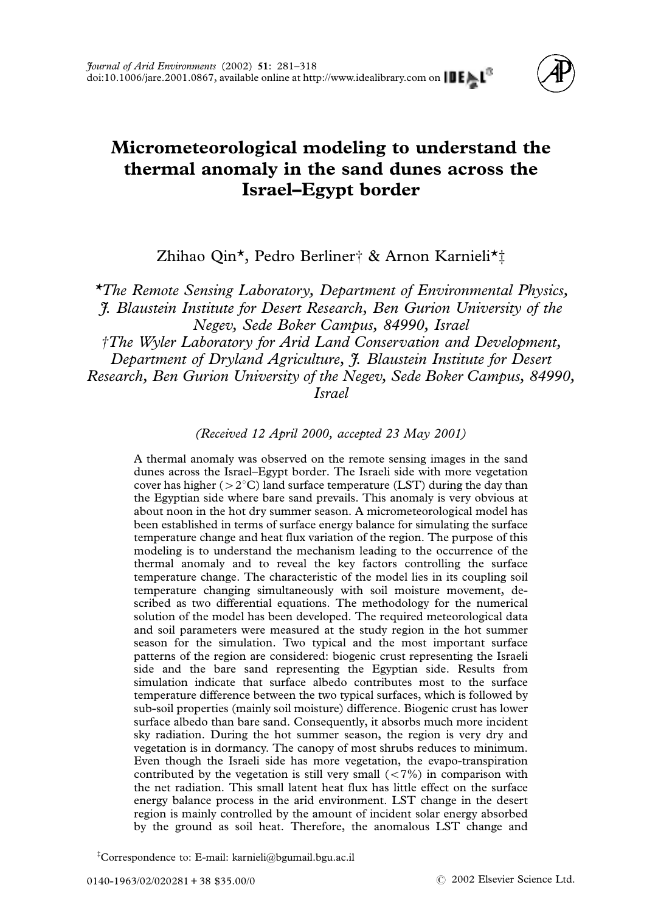# Micrometeorological modeling to understand the thermal anomaly in the sand dunes across the Israel–Egypt border

Zhihao Qin*, Pedro Berliner† & Arnon Karnieli*‡

*\*The Remote Sensing Laboratory, Department of Environmental Physics, J. Blaustein Institute for Desert Research, Ben Gurion University of the Negev, Sede Boker Campus, 84990, Israel*

*†The Wyler Laboratory for Arid Land Conservation and Development, Department of Dryland Agriculture, J. Blaustein Institute for Desert Research, Ben Gurion University of the Negev, Sede Boker Campus, 84990, Israel*

*(Received 12 April 2000, accepted 23 May 2001)*

A thermal anomaly was observed on the remote sensing images in the sand dunes across the Israel–Egypt border. The Israeli side with more vegetation cover has higher ($>2°C$) land surface temperature (LST) during the day than the Egyptian side where bare sand prevails. This anomaly is very obvious at about noon in the hot dry summer season. A micrometeorological model has been established in terms of surface energy balance for simulating the surface temperature change and heat flux variation of the region. The purpose of this modeling is to understand the mechanism leading to the occurrence of the thermal anomaly and to reveal the key factors controlling the surface temperature change. The characteristic of the model lies in its coupling soil temperature changing simultaneously with soil moisture movement, described as two differential equations. The methodology for the numerical solution of the model has been developed. The required meteorological data and soil parameters were measured at the study region in the hot summer season for the simulation. Two typical and the most important surface patterns of the region are considered: biogenic crust representing the Israeli side and the bare sand representing the Egyptian side. Results from simulation indicate that surface albedo contributes most to the surface temperature difference between the two typical surfaces, which is followed by sub-soil properties (mainly soil moisture) difference. Biogenic crust has lower surface albedo than bare sand. Consequently, it absorbs much more incident sky radiation. During the hot summer season, the region is very dry and vegetation is in dormancy. The canopy of most shrubs reduces to minimum. Even though the Israeli side has more vegetation, the evapo-transpiration contributed by the vegetation is still very small ($<7\%$) in comparison with the net radiation. This small latent heat flux has little effect on the surface energy balance process in the arid environment. LST change in the desert region is mainly controlled by the amount of incident solar energy absorbed by the ground as soil heat. Therefore, the anomalous LST change and

‡Correspondence to: E-mail: karnieli@bgumail.bgu.ac.il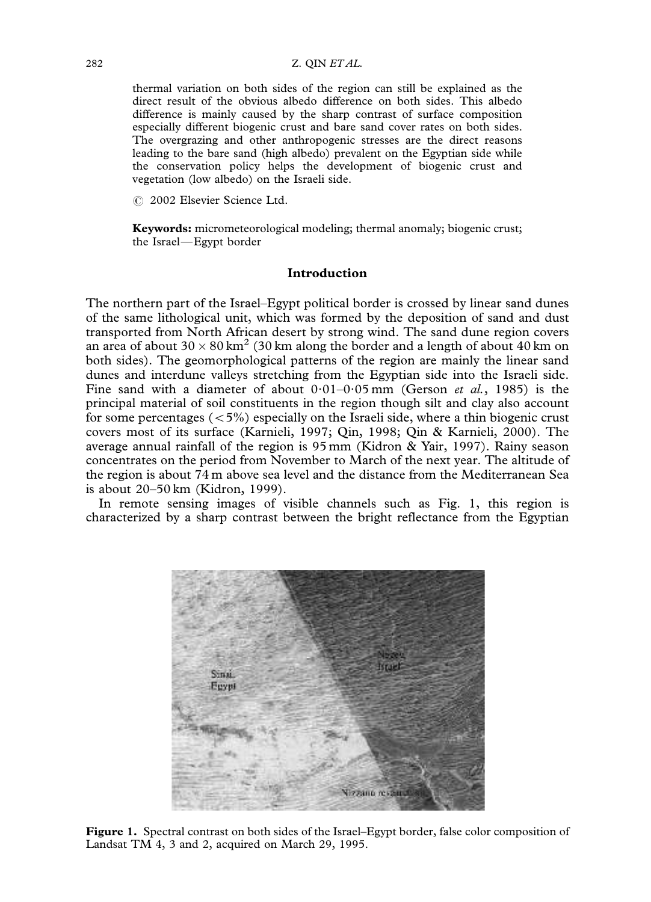thermal variation on both sides of the region can still be explained as the direct result of the obvious albedo difference on both sides. This albedo difference is mainly caused by the sharp contrast of surface composition especially different biogenic crust and bare sand cover rates on both sides. The overgrazing and other anthropogenic stresses are the direct reasons leading to the bare sand (high albedo) prevalent on the Egyptian side while the conservation policy helps the development of biogenic crust and vegetation (low albedo) on the Israeli side.

© 2002 Elsevier Science Ltd.

**Keywords:** micrometeorological modeling; thermal anomaly; biogenic crust; the Israel—Egypt border

## Introduction

The northern part of the Israel–Egypt political border is crossed by linear sand dunes of the same lithological unit, which was formed by the deposition of sand and dust transported from North African desert by strong wind. The sand dune region covers an area of about $30 \times 80\,\mathrm{km}^2$ (30 km along the border and a length of about 40 km on both sides). The geomorphological patterns of the region are mainly the linear sand dunes and interdune valleys stretching from the Egyptian side into the Israeli side. Fine sand with a diameter of about 0·01–0·05 mm (Gerson *et al.*, 1985) is the principal material of soil constituents in the region though silt and clay also account for some percentages ($<5\%$) especially on the Israeli side, where a thin biogenic crust covers most of its surface (Karnieli, 1997; Qin, 1998; Qin & Karnieli, 2000). The average annual rainfall of the region is 95 mm (Kidron & Yair, 1997). Rainy season concentrates on the period from November to March of the next year. The altitude of the region is about 74 m above sea level and the distance from the Mediterranean Sea is about 20–50 km (Kidron, 1999).

In remote sensing images of visible channels such as Fig. 1, this region is characterized by a sharp contrast between the bright reflectance from the Egyptian

**Figure 1.** Spectral contrast on both sides of the Israel–Egypt border, false color composition of Landsat TM 4, 3 and 2, acquired on March 29, 1995.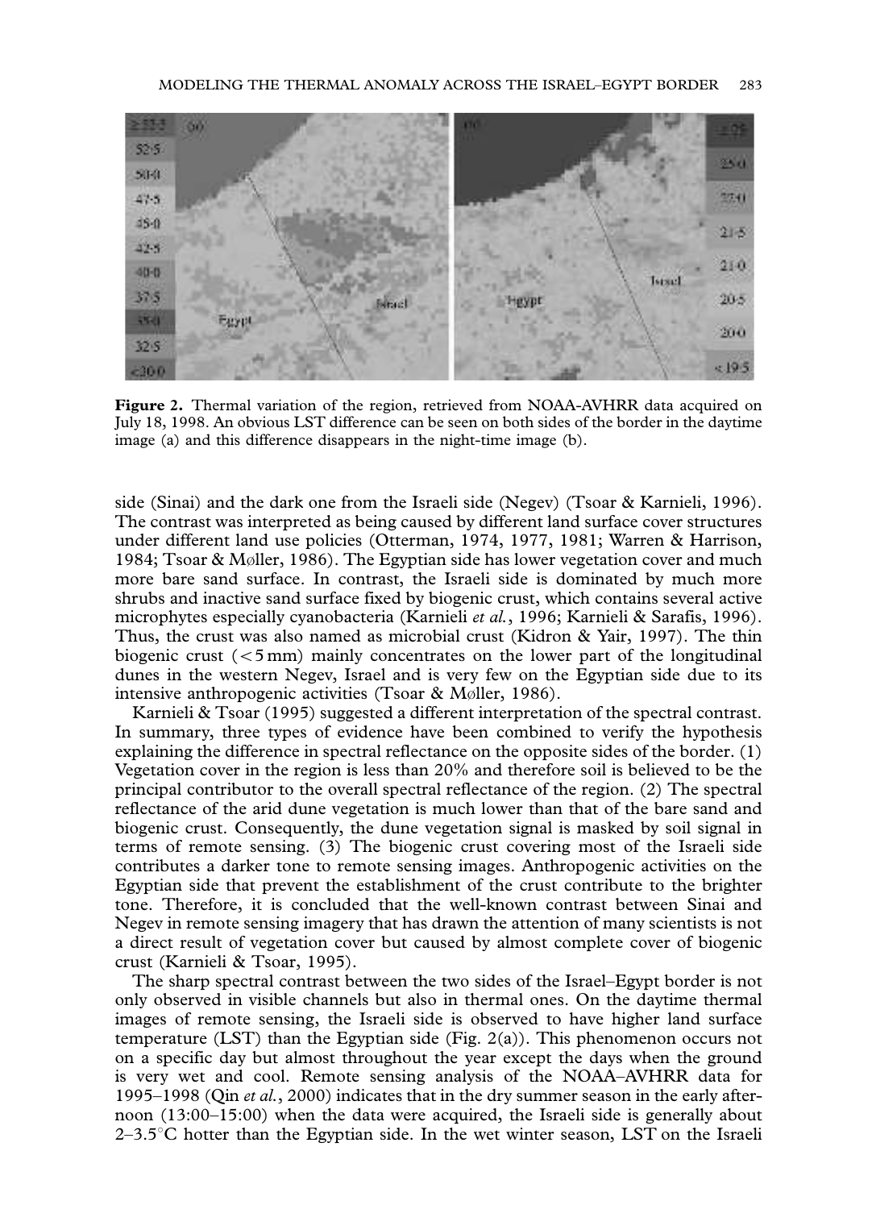**Figure 2.** Thermal variation of the region, retrieved from NOAA-AVHRR data acquired on July 18, 1998. An obvious LST difference can be seen on both sides of the border in the daytime image (a) and this difference disappears in the night-time image (b).

side (Sinai) and the dark one from the Israeli side (Negev) (Tsoar & Karnieli, 1996). The contrast was interpreted as being caused by different land surface cover structures under different land use policies (Otterman, 1974, 1977, 1981; Warren & Harrison, 1984; Tsoar & Møller, 1986). The Egyptian side has lower vegetation cover and much more bare sand surface. In contrast, the Israeli side is dominated by much more shrubs and inactive sand surface fixed by biogenic crust, which contains several active microphytes especially cyanobacteria (Karnieli *et al.*, 1996; Karnieli & Sarafis, 1996). Thus, the crust was also named as microbial crust (Kidron & Yair, 1997). The thin biogenic crust (<5 mm) mainly concentrates on the lower part of the longitudinal dunes in the western Negev, Israel and is very few on the Egyptian side due to its intensive anthropogenic activities (Tsoar & Møller, 1986).

Karnieli & Tsoar (1995) suggested a different interpretation of the spectral contrast. In summary, three types of evidence have been combined to verify the hypothesis explaining the difference in spectral reflectance on the opposite sides of the border. (1) Vegetation cover in the region is less than 20% and therefore soil is believed to be the principal contributor to the overall spectral reflectance of the region. (2) The spectral reflectance of the arid dune vegetation is much lower than that of the bare sand and biogenic crust. Consequently, the dune vegetation signal is masked by soil signal in terms of remote sensing. (3) The biogenic crust covering most of the Israeli side contributes a darker tone to remote sensing images. Anthropogenic activities on the Egyptian side that prevent the establishment of the crust contribute to the brighter tone. Therefore, it is concluded that the well-known contrast between Sinai and Negev in remote sensing imagery that has drawn the attention of many scientists is not a direct result of vegetation cover but caused by almost complete cover of biogenic crust (Karnieli & Tsoar, 1995).

The sharp spectral contrast between the two sides of the Israel–Egypt border is not only observed in visible channels but also in thermal ones. On the daytime thermal images of remote sensing, the Israeli side is observed to have higher land surface temperature (LST) than the Egyptian side (Fig. 2(a)). This phenomenon occurs not on a specific day but almost throughout the year except the days when the ground is very wet and cool. Remote sensing analysis of the NOAA–AVHRR data for 1995–1998 (Qin *et al.*, 2000) indicates that in the dry summer season in the early afternoon (13:00–15:00) when the data were acquired, the Israeli side is generally about 2–3.5°C hotter than the Egyptian side. In the wet winter season, LST on the Israeli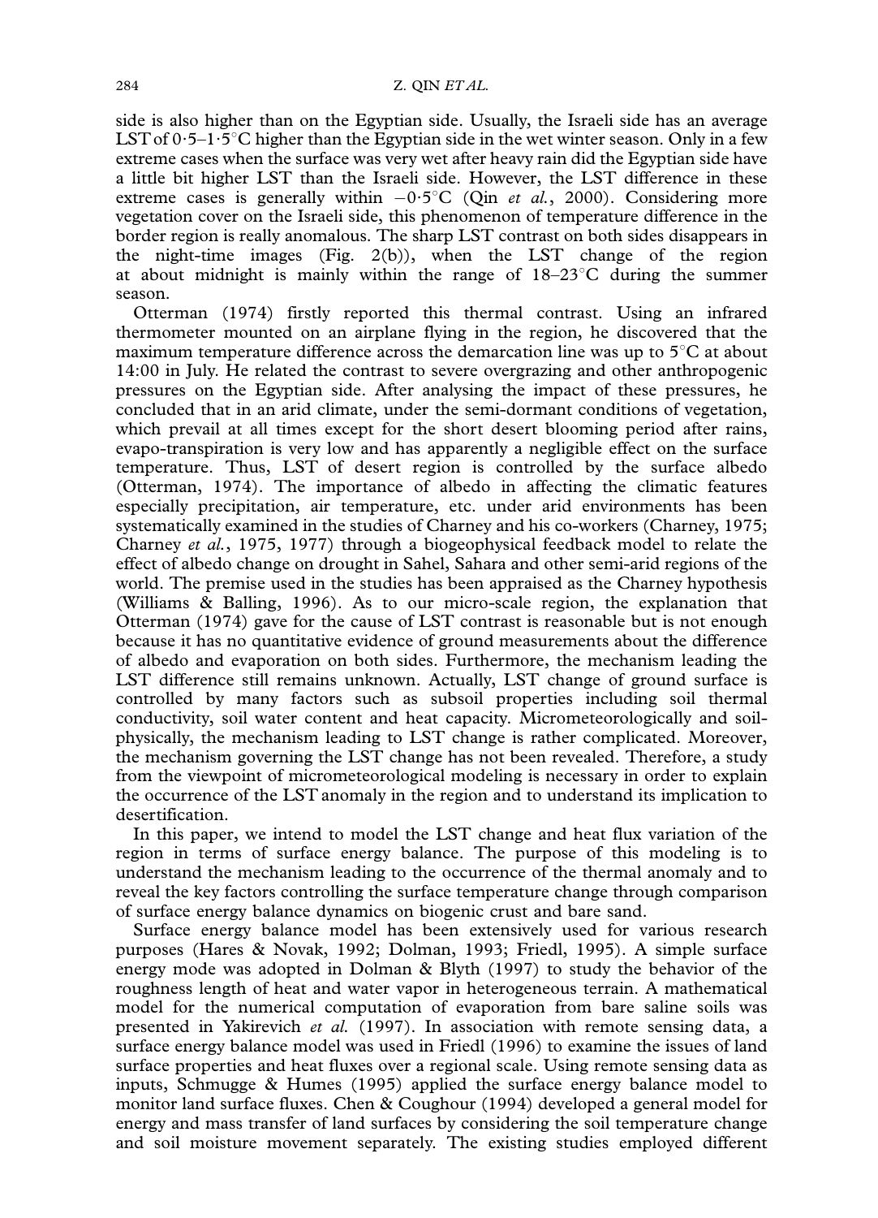side is also higher than on the Egyptian side. Usually, the Israeli side has an average LST of 0·5–1·5°C higher than the Egyptian side in the wet winter season. Only in a few extreme cases when the surface was very wet after heavy rain did the Egyptian side have a little bit higher LST than the Israeli side. However, the LST difference in these extreme cases is generally within −0·5°C (Qin *et al.*, 2000). Considering more vegetation cover on the Israeli side, this phenomenon of temperature difference in the border region is really anomalous. The sharp LST contrast on both sides disappears in the night-time images (Fig. 2(b)), when the LST change of the region at about midnight is mainly within the range of 18–23°C during the summer season.

Otterman (1974) firstly reported this thermal contrast. Using an infrared thermometer mounted on an airplane flying in the region, he discovered that the maximum temperature difference across the demarcation line was up to 5°C at about 14:00 in July. He related the contrast to severe overgrazing and other anthropogenic pressures on the Egyptian side. After analysing the impact of these pressures, he concluded that in an arid climate, under the semi-dormant conditions of vegetation, which prevail at all times except for the short desert blooming period after rains, evapo-transpiration is very low and has apparently a negligible effect on the surface temperature. Thus, LST of desert region is controlled by the surface albedo (Otterman, 1974). The importance of albedo in affecting the climatic features especially precipitation, air temperature, etc. under arid environments has been systematically examined in the studies of Charney and his co-workers (Charney, 1975; Charney *et al.*, 1975, 1977) through a biogeophysical feedback model to relate the effect of albedo change on drought in Sahel, Sahara and other semi-arid regions of the world. The premise used in the studies has been appraised as the Charney hypothesis (Williams & Balling, 1996). As to our micro-scale region, the explanation that Otterman (1974) gave for the cause of LST contrast is reasonable but is not enough because it has no quantitative evidence of ground measurements about the difference of albedo and evaporation on both sides. Furthermore, the mechanism leading the LST difference still remains unknown. Actually, LST change of ground surface is controlled by many factors such as subsoil properties including soil thermal conductivity, soil water content and heat capacity. Micrometeorologically and soil-physically, the mechanism leading to LST change is rather complicated. Moreover, the mechanism governing the LST change has not been revealed. Therefore, a study from the viewpoint of micrometeorological modeling is necessary in order to explain the occurrence of the LST anomaly in the region and to understand its implication to desertification.

In this paper, we intend to model the LST change and heat flux variation of the region in terms of surface energy balance. The purpose of this modeling is to understand the mechanism leading to the occurrence of the thermal anomaly and to reveal the key factors controlling the surface temperature change through comparison of surface energy balance dynamics on biogenic crust and bare sand.

Surface energy balance model has been extensively used for various research purposes (Hares & Novak, 1992; Dolman, 1993; Friedl, 1995). A simple surface energy mode was adopted in Dolman & Blyth (1997) to study the behavior of the roughness length of heat and water vapor in heterogeneous terrain. A mathematical model for the numerical computation of evaporation from bare saline soils was presented in Yakirevich *et al.* (1997). In association with remote sensing data, a surface energy balance model was used in Friedl (1996) to examine the issues of land surface properties and heat fluxes over a regional scale. Using remote sensing data as inputs, Schmugge & Humes (1995) applied the surface energy balance model to monitor land surface fluxes. Chen & Coughour (1994) developed a general model for energy and mass transfer of land surfaces by considering the soil temperature change and soil moisture movement separately. The existing studies employed different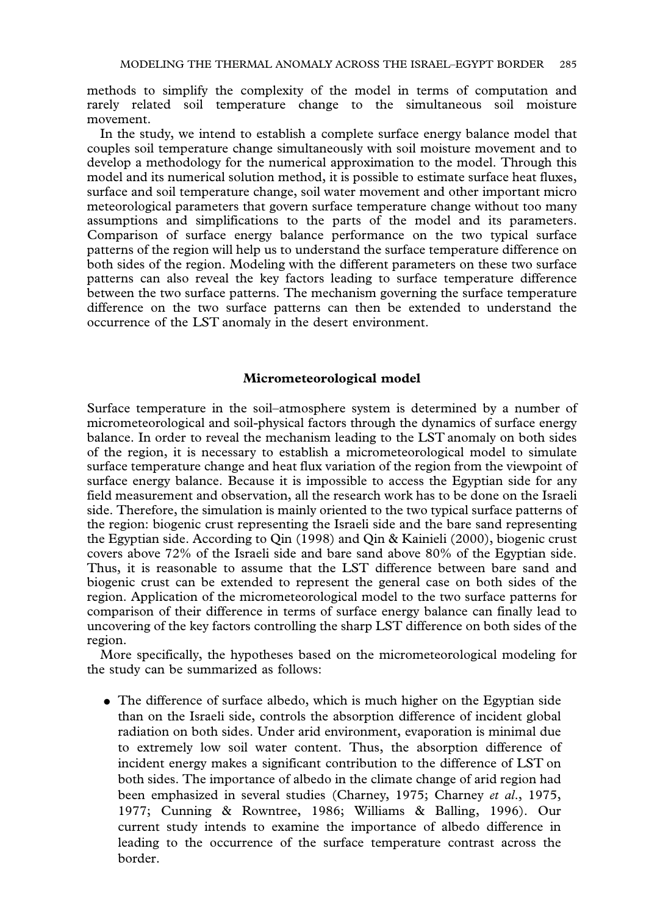methods to simplify the complexity of the model in terms of computation and rarely related soil temperature change to the simultaneous soil moisture movement.

In the study, we intend to establish a complete surface energy balance model that couples soil temperature change simultaneously with soil moisture movement and to develop a methodology for the numerical approximation to the model. Through this model and its numerical solution method, it is possible to estimate surface heat fluxes, surface and soil temperature change, soil water movement and other important micro meteorological parameters that govern surface temperature change without too many assumptions and simplifications to the parts of the model and its parameters. Comparison of surface energy balance performance on the two typical surface patterns of the region will help us to understand the surface temperature difference on both sides of the region. Modeling with the different parameters on these two surface patterns can also reveal the key factors leading to surface temperature difference between the two surface patterns. The mechanism governing the surface temperature difference on the two surface patterns can then be extended to understand the occurrence of the LST anomaly in the desert environment.

## Micrometeorological model

Surface temperature in the soil–atmosphere system is determined by a number of micrometeorological and soil-physical factors through the dynamics of surface energy balance. In order to reveal the mechanism leading to the LST anomaly on both sides of the region, it is necessary to establish a micrometeorological model to simulate surface temperature change and heat flux variation of the region from the viewpoint of surface energy balance. Because it is impossible to access the Egyptian side for any field measurement and observation, all the research work has to be done on the Israeli side. Therefore, the simulation is mainly oriented to the two typical surface patterns of the region: biogenic crust representing the Israeli side and the bare sand representing the Egyptian side. According to Qin (1998) and Qin & Kainieli (2000), biogenic crust covers above 72% of the Israeli side and bare sand above 80% of the Egyptian side. Thus, it is reasonable to assume that the LST difference between bare sand and biogenic crust can be extended to represent the general case on both sides of the region. Application of the micrometeorological model to the two surface patterns for comparison of their difference in terms of surface energy balance can finally lead to uncovering of the key factors controlling the sharp LST difference on both sides of the region.

More specifically, the hypotheses based on the micrometeorological modeling for the study can be summarized as follows:

- The difference of surface albedo, which is much higher on the Egyptian side than on the Israeli side, controls the absorption difference of incident global radiation on both sides. Under arid environment, evaporation is minimal due to extremely low soil water content. Thus, the absorption difference of incident energy makes a significant contribution to the difference of LST on both sides. The importance of albedo in the climate change of arid region had been emphasized in several studies (Charney, 1975; Charney *et al.*, 1975, 1977; Cunning & Rowntree, 1986; Williams & Balling, 1996). Our current study intends to examine the importance of albedo difference in leading to the occurrence of the surface temperature contrast across the border.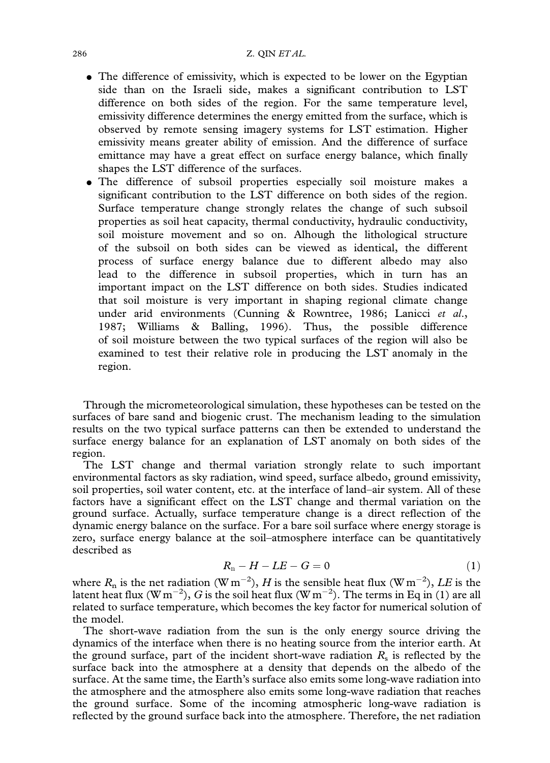- The difference of emissivity, which is expected to be lower on the Egyptian side than on the Israeli side, makes a significant contribution to LST difference on both sides of the region. For the same temperature level, emissivity difference determines the energy emitted from the surface, which is observed by remote sensing imagery systems for LST estimation. Higher emissivity means greater ability of emission. And the difference of surface emittance may have a great effect on surface energy balance, which finally shapes the LST difference of the surfaces.
- The difference of subsoil properties especially soil moisture makes a significant contribution to the LST difference on both sides of the region. Surface temperature change strongly relates the change of such subsoil properties as soil heat capacity, thermal conductivity, hydraulic conductivity, soil moisture movement and so on. Alhough the lithological structure of the subsoil on both sides can be viewed as identical, the different process of surface energy balance due to different albedo may also lead to the difference in subsoil properties, which in turn has an important impact on the LST difference on both sides. Studies indicated that soil moisture is very important in shaping regional climate change under arid environments (Cunning & Rowntree, 1986; Lanicci *et al.*, 1987; Williams & Balling, 1996). Thus, the possible difference of soil moisture between the two typical surfaces of the region will also be examined to test their relative role in producing the LST anomaly in the region.

Through the micrometeorological simulation, these hypotheses can be tested on the surfaces of bare sand and biogenic crust. The mechanism leading to the simulation results on the two typical surface patterns can then be extended to understand the surface energy balance for an explanation of LST anomaly on both sides of the region.

The LST change and thermal variation strongly relate to such important environmental factors as sky radiation, wind speed, surface albedo, ground emissivity, soil properties, soil water content, etc. at the interface of land–air system. All of these factors have a significant effect on the LST change and thermal variation on the ground surface. Actually, surface temperature change is a direct reflection of the dynamic energy balance on the surface. For a bare soil surface where energy storage is zero, surface energy balance at the soil–atmosphere interface can be quantitatively described as

$$R_n - H - LE - G = 0 \tag{1}$$

where $R_n$ is the net radiation (W m$^{-2}$), $H$ is the sensible heat flux (W m$^{-2}$), $LE$ is the latent heat flux (W m$^{-2}$), $G$ is the soil heat flux (W m$^{-2}$). The terms in Eq in (1) are all related to surface temperature, which becomes the key factor for numerical solution of the model.

The short-wave radiation from the sun is the only energy source driving the dynamics of the interface when there is no heating source from the interior earth. At the ground surface, part of the incident short-wave radiation $R_s$ is reflected by the surface back into the atmosphere at a density that depends on the albedo of the surface. At the same time, the Earth's surface also emits some long-wave radiation into the atmosphere and the atmosphere also emits some long-wave radiation that reaches the ground surface. Some of the incoming atmospheric long-wave radiation is reflected by the ground surface back into the atmosphere. Therefore, the net radiation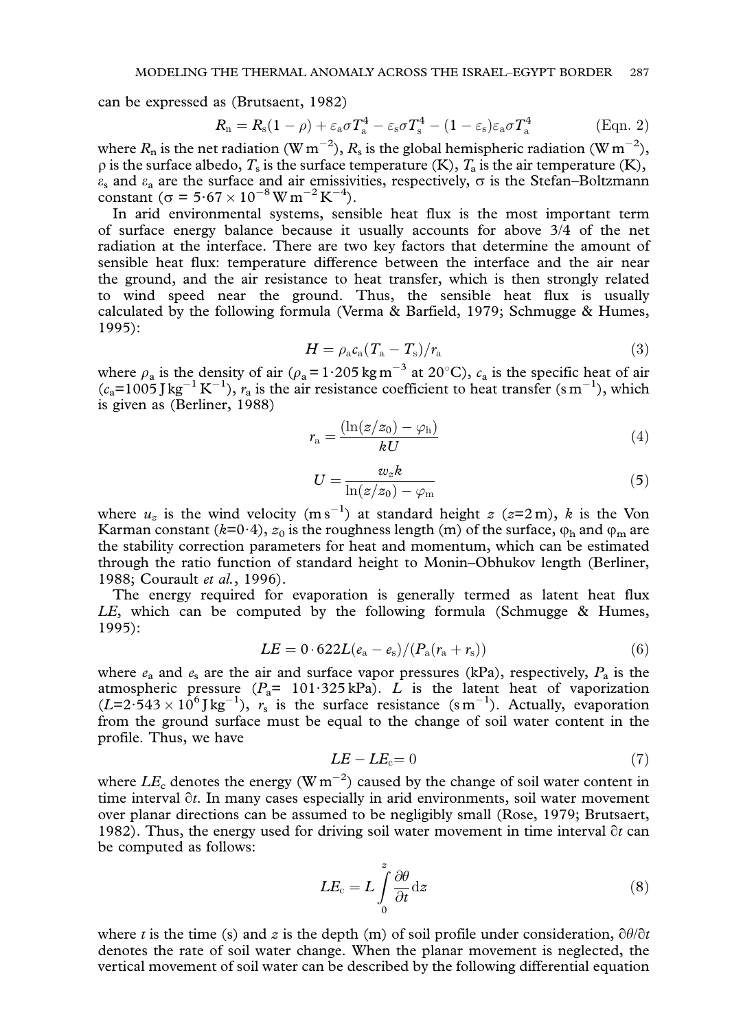can be expressed as (Brutsaent, 1982)

$$R_n = R_s(1 - \rho) + \varepsilon_a \sigma T_a^4 - \varepsilon_s \sigma T_s^4 - (1 - \varepsilon_s)\varepsilon_a \sigma T_a^4 \qquad \text{(Eqn. 2)}$$

where $R_n$ is the net radiation ($W m^{-2}$), $R_s$ is the global hemispheric radiation ($W m^{-2}$), $\rho$ is the surface albedo, $T_s$ is the surface temperature (K), $T_a$ is the air temperature (K), $\varepsilon_s$ and $\varepsilon_a$ are the surface and air emissivities, respectively, $\sigma$ is the Stefan–Boltzmann constant ($\sigma = 5{\cdot}67 \times 10^{-8} W m^{-2} K^{-4}$).

In arid environmental systems, sensible heat flux is the most important term of surface energy balance because it usually accounts for above 3/4 of the net radiation at the interface. There are two key factors that determine the amount of sensible heat flux: temperature difference between the interface and the air near the ground, and the air resistance to heat transfer, which is then strongly related to wind speed near the ground. Thus, the sensible heat flux is usually calculated by the following formula (Verma & Barfield, 1979; Schmugge & Humes, 1995):

$$H = \rho_a c_a (T_a - T_s)/r_a \qquad (3)$$

where $\rho_a$ is the density of air ($\rho_a = 1{\cdot}205 \, kg m^{-3}$ at 20°C), $c_a$ is the specific heat of air ($c_a$=1005 $J kg^{-1} K^{-1}$), $r_a$ is the air resistance coefficient to heat transfer ($s m^{-1}$), which is given as (Berliner, 1988)

$$r_a = \frac{(\ln(z/z_0) - \varphi_h)}{kU} \qquad (4)$$

$$U = \frac{w_z k}{\ln(z/z_0) - \varphi_m} \qquad (5)$$

where $u_z$ is the wind velocity ($m s^{-1}$) at standard height $z$ ($z$=2 m), $k$ is the Von Karman constant ($k$=0·4), $z_0$ is the roughness length (m) of the surface, $\varphi_h$ and $\varphi_m$ are the stability correction parameters for heat and momentum, which can be estimated through the ratio function of standard height to Monin–Obhukov length (Berliner, 1988; Courault *et al.*, 1996).

The energy required for evaporation is generally termed as latent heat flux $LE$, which can be computed by the following formula (Schmugge & Humes, 1995):

$$LE = 0{\cdot}622L(e_a - e_s)/(P_a(r_a + r_s)) \qquad (6)$$

where $e_a$ and $e_s$ are the air and surface vapor pressures (kPa), respectively, $P_a$ is the atmospheric pressure ($P_a$= 101·325 kPa). $L$ is the latent heat of vaporization ($L$=2·543 × $10^6 J kg^{-1}$), $r_s$ is the surface resistance ($s m^{-1}$). Actually, evaporation from the ground surface must be equal to the change of soil water content in the profile. Thus, we have

$$LE - LE_c = 0 \qquad (7)$$

where $LE_c$ denotes the energy ($W m^{-2}$) caused by the change of soil water content in time interval $\partial t$. In many cases especially in arid environments, soil water movement over planar directions can be assumed to be negligibly small (Rose, 1979; Brutsaert, 1982). Thus, the energy used for driving soil water movement in time interval $\partial t$ can be computed as follows:

$$LE_c = L \int_0^z \frac{\partial \theta}{\partial t} dz \qquad (8)$$

where $t$ is the time (s) and $z$ is the depth (m) of soil profile under consideration, $\partial\theta/\partial t$ denotes the rate of soil water change. When the planar movement is neglected, the vertical movement of soil water can be described by the following differential equation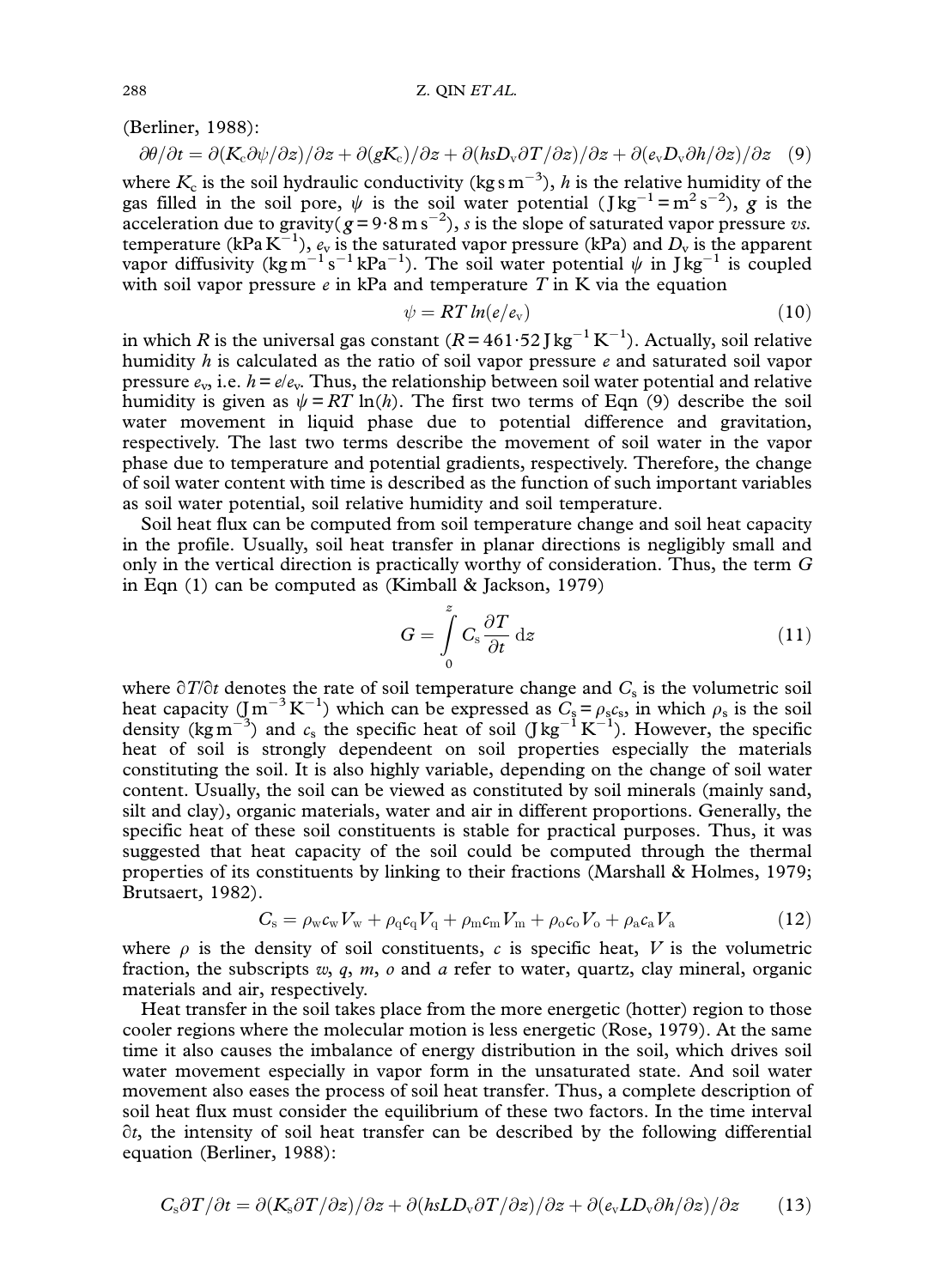(Berliner, 1988):

$$\partial\theta/\partial t = \partial(K_c\partial\psi/\partial z)/\partial z + \partial(gK_c)/\partial z + \partial(hsD_v\partial T/\partial z)/\partial z + \partial(e_vD_v\partial h/\partial z)/\partial z \quad (9)$$

where $K_c$ is the soil hydraulic conductivity (kg s m$^{-3}$), $h$ is the relative humidity of the gas filled in the soil pore, $\psi$ is the soil water potential (J kg$^{-1}$ = m$^2$ s$^{-2}$), $g$ is the acceleration due to gravity($g$ = 9·8 m s$^{-2}$), $s$ is the slope of saturated vapor pressure *vs.* temperature (kPa K$^{-1}$), $e_v$ is the saturated vapor pressure (kPa) and $D_v$ is the apparent vapor diffusivity (kg m$^{-1}$ s$^{-1}$ kPa$^{-1}$). The soil water potential $\psi$ in J kg$^{-1}$ is coupled with soil vapor pressure $e$ in kPa and temperature $T$ in K via the equation

$$\psi = RT\,ln(e/e_v) \quad (10)$$

in which $R$ is the universal gas constant ($R$ = 461·52 J kg$^{-1}$ K$^{-1}$). Actually, soil relative humidity $h$ is calculated as the ratio of soil vapor pressure $e$ and saturated soil vapor pressure $e_v$, i.e. $h = e/e_v$. Thus, the relationship between soil water potential and relative humidity is given as $\psi = RT\ln(h)$. The first two terms of Eqn (9) describe the soil water movement in liquid phase due to potential difference and gravitation, respectively. The last two terms describe the movement of soil water in the vapor phase due to temperature and potential gradients, respectively. Therefore, the change of soil water content with time is described as the function of such important variables as soil water potential, soil relative humidity and soil temperature.

Soil heat flux can be computed from soil temperature change and soil heat capacity in the profile. Usually, soil heat transfer in planar directions is negligibly small and only in the vertical direction is practically worthy of consideration. Thus, the term $G$ in Eqn (1) can be computed as (Kimball & Jackson, 1979)

$$G = \int_0^z C_s \frac{\partial T}{\partial t}\,dz \quad (11)$$

where $\partial T/\partial t$ denotes the rate of soil temperature change and $C_s$ is the volumetric soil heat capacity (J m$^{-3}$ K$^{-1}$) which can be expressed as $C_s = \rho_s c_s$, in which $\rho_s$ is the soil density (kg m$^{-3}$) and $c_s$ the specific heat of soil (J kg$^{-1}$ K$^{-1}$). However, the specific heat of soil is strongly dependeent on soil properties especially the materials constituting the soil. It is also highly variable, depending on the change of soil water content. Usually, the soil can be viewed as constituted by soil minerals (mainly sand, silt and clay), organic materials, water and air in different proportions. Generally, the specific heat of these soil constituents is stable for practical purposes. Thus, it was suggested that heat capacity of the soil could be computed through the thermal properties of its constituents by linking to their fractions (Marshall & Holmes, 1979; Brutsaert, 1982).

$$C_s = \rho_w c_w V_w + \rho_q c_q V_q + \rho_m c_m V_m + \rho_o c_o V_o + \rho_a c_a V_a \quad (12)$$

where $\rho$ is the density of soil constituents, $c$ is specific heat, $V$ is the volumetric fraction, the subscripts $w$, $q$, $m$, $o$ and $a$ refer to water, quartz, clay mineral, organic materials and air, respectively.

Heat transfer in the soil takes place from the more energetic (hotter) region to those cooler regions where the molecular motion is less energetic (Rose, 1979). At the same time it also causes the imbalance of energy distribution in the soil, which drives soil water movement especially in vapor form in the unsaturated state. And soil water movement also eases the process of soil heat transfer. Thus, a complete description of soil heat flux must consider the equilibrium of these two factors. In the time interval $\partial t$, the intensity of soil heat transfer can be described by the following differential equation (Berliner, 1988):

$$C_s\partial T/\partial t = \partial(K_s\partial T/\partial z)/\partial z + \partial(hsLD_v\partial T/\partial z)/\partial z + \partial(e_vLD_v\partial h/\partial z)/\partial z \quad (13)$$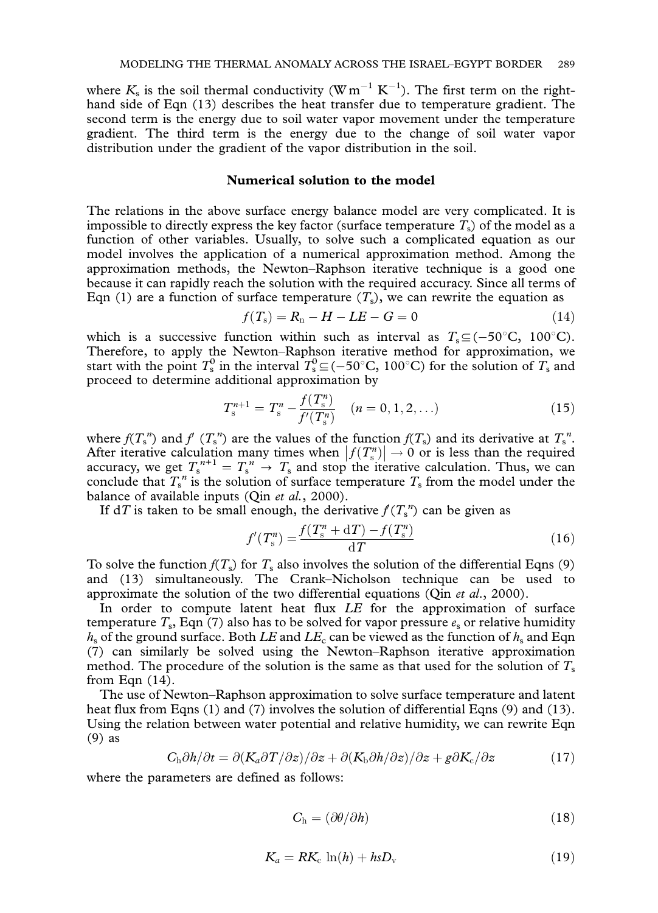where $K_s$ is the soil thermal conductivity (W m$^{-1}$ K$^{-1}$). The first term on the right-hand side of Eqn (13) describes the heat transfer due to temperature gradient. The second term is the energy due to soil water vapor movement under the temperature gradient. The third term is the energy due to the change of soil water vapor distribution under the gradient of the vapor distribution in the soil.

## Numerical solution to the model

The relations in the above surface energy balance model are very complicated. It is impossible to directly express the key factor (surface temperature $T_s$) of the model as a function of other variables. Usually, to solve such a complicated equation as our model involves the application of a numerical approximation method. Among the approximation methods, the Newton–Raphson iterative technique is a good one because it can rapidly reach the solution with the required accuracy. Since all terms of Eqn (1) are a function of surface temperature ($T_s$), we can rewrite the equation as

$$f(T_s) = R_n - H - LE - G = 0 \tag{14}$$

which is a successive function within such as interval as $T_s \subseteq (-50°\text{C},\ 100°\text{C})$. Therefore, to apply the Newton–Raphson iterative method for approximation, we start with the point $T_s^0$ in the interval $T_s^0 \subseteq (-50°\text{C},\ 100°\text{C})$ for the solution of $T_s$ and proceed to determine additional approximation by

$$T_s^{n+1} = T_s^n - \frac{f(T_s^n)}{f'(T_s^n)} \quad (n = 0, 1, 2, \ldots) \tag{15}$$

where $f(T_s{}^n)$ and $f'(T_s{}^n)$ are the values of the function $f(T_s)$ and its derivative at $T_s{}^n$. After iterative calculation many times when $\left|f(T_s^n)\right| \to 0$ or is less than the required accuracy, we get $T_s{}^{n+1} = T_s{}^n \to T_s$ and stop the iterative calculation. Thus, we can conclude that $T_s{}^n$ is the solution of surface temperature $T_s$ from the model under the balance of available inputs (Qin *et al.*, 2000).

If $\mathrm{d}T$ is taken to be small enough, the derivative $f'(T_s{}^n)$ can be given as

$$f'(T_s^n) = \frac{f(T_s^n + \mathrm{d}T) - f(T_s^n)}{\mathrm{d}T} \tag{16}$$

To solve the function $f(T_s)$ for $T_s$ also involves the solution of the differential Eqns (9) and (13) simultaneously. The Crank–Nicholson technique can be used to approximate the solution of the two differential equations (Qin *et al.*, 2000).

In order to compute latent heat flux $LE$ for the approximation of surface temperature $T_s$, Eqn (7) also has to be solved for vapor pressure $e_s$ or relative humidity $h_s$ of the ground surface. Both $LE$ and $LE_c$ can be viewed as the function of $h_s$ and Eqn (7) can similarly be solved using the Newton–Raphson iterative approximation method. The procedure of the solution is the same as that used for the solution of $T_s$ from Eqn (14).

The use of Newton–Raphson approximation to solve surface temperature and latent heat flux from Eqns (1) and (7) involves the solution of differential Eqns (9) and (13). Using the relation between water potential and relative humidity, we can rewrite Eqn (9) as

$$C_h \partial h/\partial t = \partial(K_a \partial T/\partial z)/\partial z + \partial(K_b \partial h/\partial z)/\partial z + g\partial K_c/\partial z \tag{17}$$

where the parameters are defined as follows:

$$C_h = (\partial\theta/\partial h) \tag{18}$$

$$K_a = RK_c \ln(h) + hsD_v \tag{19}$$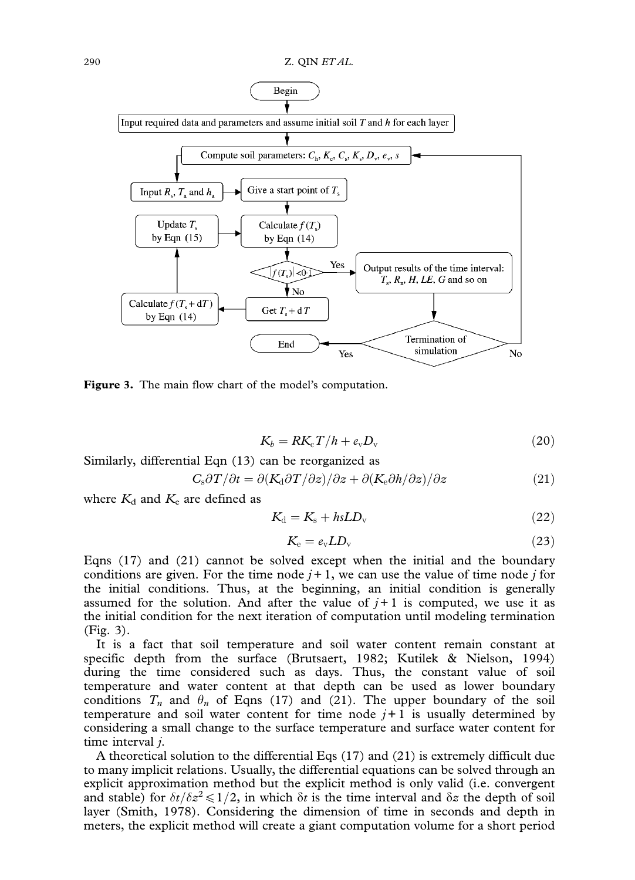**Figure 3.** The main flow chart of the model's computation.

$$K_b = RK_cT/h + e_vD_v \tag{20}$$

Similarly, differential Eqn (13) can be reorganized as

$$C_s\partial T/\partial t = \partial(K_d\partial T/\partial z)/\partial z + \partial(K_e\partial h/\partial z)/\partial z \tag{21}$$

where $K_d$ and $K_e$ are defined as

$$K_d = K_s + hsLD_v \tag{22}$$

$$K_e = e_vLD_v \tag{23}$$

Eqns (17) and (21) cannot be solved except when the initial and the boundary conditions are given. For the time node $j+1$, we can use the value of time node $j$ for the initial conditions. Thus, at the beginning, an initial condition is generally assumed for the solution. And after the value of $j+1$ is computed, we use it as the initial condition for the next iteration of computation until modeling termination (Fig. 3).

It is a fact that soil temperature and soil water content remain constant at specific depth from the surface (Brutsaert, 1982; Kutilek & Nielson, 1994) during the time considered such as days. Thus, the constant value of soil temperature and water content at that depth can be used as lower boundary conditions $T_n$ and $\theta_n$ of Eqns (17) and (21). The upper boundary of the soil temperature and soil water content for time node $j+1$ is usually determined by considering a small change to the surface temperature and surface water content for time interval $j$.

A theoretical solution to the differential Eqs (17) and (21) is extremely difficult due to many implicit relations. Usually, the differential equations can be solved through an explicit approximation method but the explicit method is only valid (i.e. convergent and stable) for $\delta t/\delta z^2 \leqslant 1/2$, in which $\delta t$ is the time interval and $\delta z$ the depth of soil layer (Smith, 1978). Considering the dimension of time in seconds and depth in meters, the explicit method will create a giant computation volume for a short period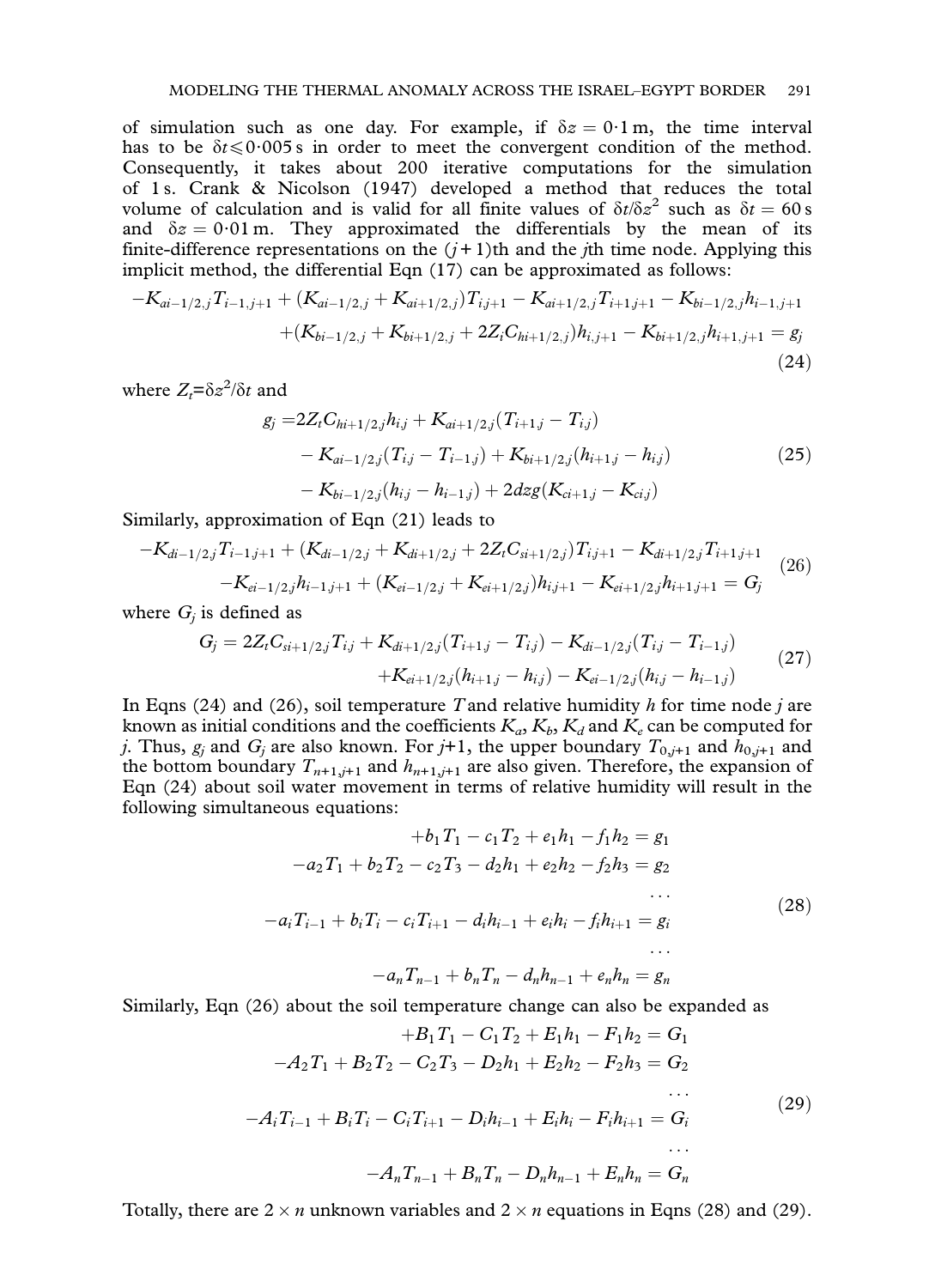of simulation such as one day. For example, if $\delta z = 0{\cdot}1$ m, the time interval has to be $\delta t \leqslant 0{\cdot}005$ s in order to meet the convergent condition of the method. Consequently, it takes about 200 iterative computations for the simulation of 1 s. Crank & Nicolson (1947) developed a method that reduces the total volume of calculation and is valid for all finite values of $\delta t/\delta z^2$ such as $\delta t = 60$ s and $\delta z = 0{\cdot}01$ m. They approximated the differentials by the mean of its finite-difference representations on the $(j+1)$th and the $j$th time node. Applying this implicit method, the differential Eqn (17) can be approximated as follows:

$$-K_{ai-1/2,j}T_{i-1,j+1} + (K_{ai-1/2,j} + K_{ai+1/2,j})T_{i,j+1} - K_{ai+1/2,j}T_{i+1,j+1} - K_{bi-1/2,j}h_{i-1,j+1} + (K_{bi-1/2,j} + K_{bi+1/2,j} + 2Z_t C_{hi+1/2,j})h_{i,j+1} - K_{bi+1/2,j}h_{i+1,j+1} = g_j \tag{24}$$

where $Z_t = \delta z^2/\delta t$ and

$$\begin{aligned} g_j =& 2Z_t C_{hi+1/2,j}h_{i,j} + K_{ai+1/2,j}(T_{i+1,j} - T_{i,j}) \\ &- K_{ai-1/2,j}(T_{i,j} - T_{i-1,j}) + K_{bi+1/2,j}(h_{i+1,j} - h_{i,j}) \\ &- K_{bi-1/2,j}(h_{i,j} - h_{i-1,j}) + 2dzg(K_{ci+1,j} - K_{ci,j}) \end{aligned} \tag{25}$$

Similarly, approximation of Eqn (21) leads to

$$\begin{aligned} &-K_{di-1/2,j}T_{i-1,j+1} + (K_{di-1/2,j} + K_{di+1/2,j} + 2Z_t C_{si+1/2,j})T_{i,j+1} - K_{di+1/2,j}T_{i+1,j+1} \\ &-K_{ei-1/2,j}h_{i-1,j+1} + (K_{ei-1/2,j} + K_{ei+1/2,j})h_{i,j+1} - K_{ei+1/2,j}h_{i+1,j+1} = G_j \end{aligned} \tag{26}$$

where $G_j$ is defined as

$$\begin{aligned} G_j = & 2Z_t C_{si+1/2,j}T_{i,j} + K_{di+1/2,j}(T_{i+1,j} - T_{i,j}) - K_{di-1/2,j}(T_{i,j} - T_{i-1,j}) \\ &+ K_{ei+1/2,j}(h_{i+1,j} - h_{i,j}) - K_{ei-1/2,j}(h_{i,j} - h_{i-1,j}) \end{aligned} \tag{27}$$

In Eqns (24) and (26), soil temperature $T$ and relative humidity $h$ for time node $j$ are known as initial conditions and the coefficients $K_a$, $K_b$, $K_d$ and $K_e$ can be computed for $j$. Thus, $g_j$ and $G_j$ are also known. For $j+1$, the upper boundary $T_{0,j+1}$ and $h_{0,j+1}$ and the bottom boundary $T_{n+1,j+1}$ and $h_{n+1,j+1}$ are also given. Therefore, the expansion of Eqn (24) about soil water movement in terms of relative humidity will result in the following simultaneous equations:

$$\begin{aligned} +b_1T_1 - c_1T_2 + e_1h_1 - f_1h_2 &= g_1 \\ -a_2T_1 + b_2T_2 - c_2T_3 - d_2h_1 + e_2h_2 - f_2h_3 &= g_2 \\ &\cdots \\ -a_iT_{i-1} + b_iT_i - c_iT_{i+1} - d_ih_{i-1} + e_ih_i - f_ih_{i+1} &= g_i \\ &\cdots \\ -a_nT_{n-1} + b_nT_n - d_nh_{n-1} + e_nh_n &= g_n \end{aligned} \tag{28}$$

Similarly, Eqn (26) about the soil temperature change can also be expanded as

$$\begin{aligned} +B_1T_1 - C_1T_2 + E_1h_1 - F_1h_2 &= G_1 \\ -A_2T_1 + B_2T_2 - C_2T_3 - D_2h_1 + E_2h_2 - F_2h_3 &= G_2 \\ &\cdots \\ -A_iT_{i-1} + B_iT_i - C_iT_{i+1} - D_ih_{i-1} + E_ih_i - F_ih_{i+1} &= G_i \\ &\cdots \\ -A_nT_{n-1} + B_nT_n - D_nh_{n-1} + E_nh_n &= G_n \end{aligned} \tag{29}$$

Totally, there are $2 \times n$ unknown variables and $2 \times n$ equations in Eqns (28) and (29).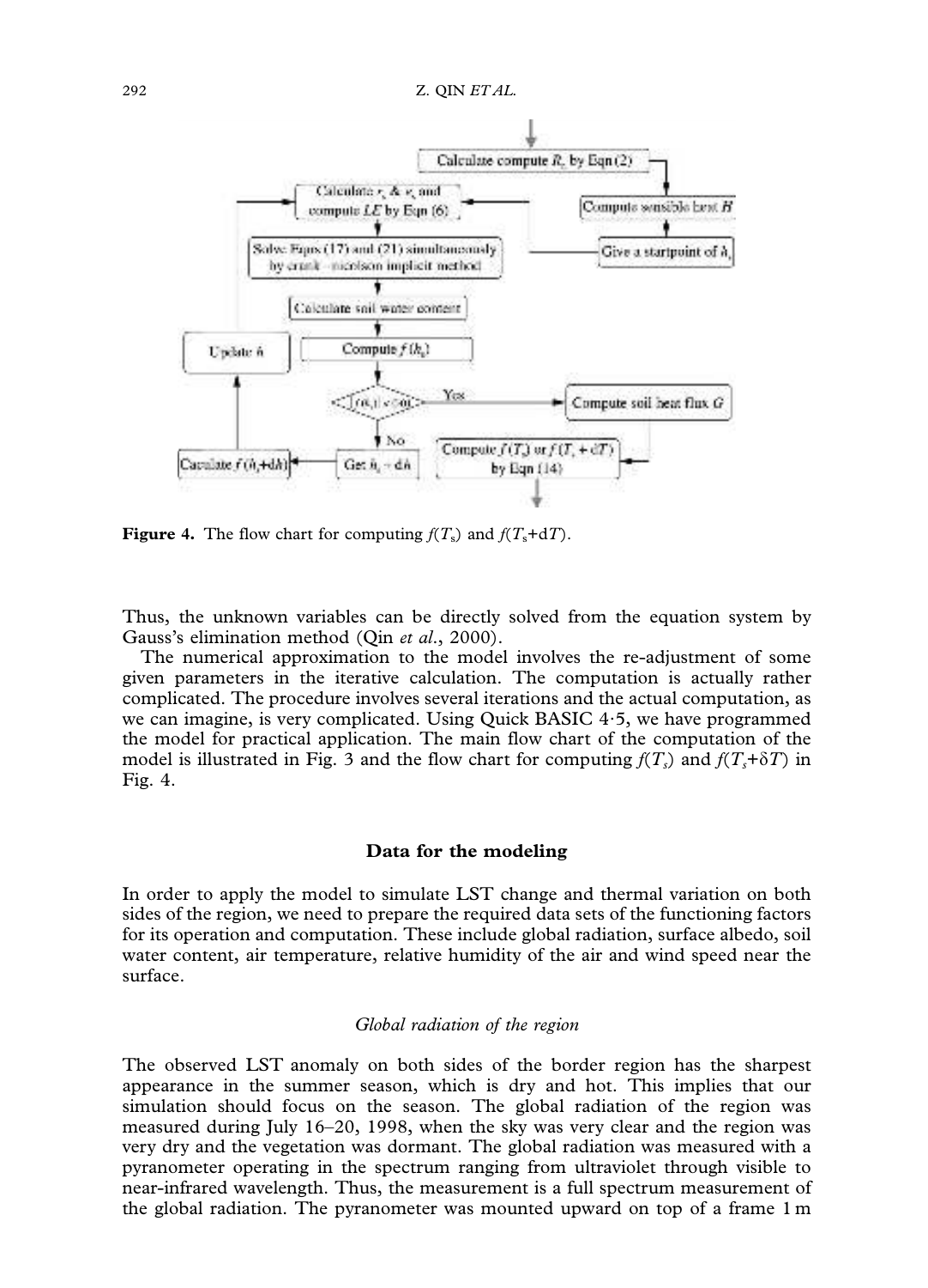**Figure 4.** The flow chart for computing $f(T_s)$ and $f(T_s+dT)$.

Thus, the unknown variables can be directly solved from the equation system by Gauss's elimination method (Qin *et al.*, 2000).

The numerical approximation to the model involves the re-adjustment of some given parameters in the iterative calculation. The computation is actually rather complicated. The procedure involves several iterations and the actual computation, as we can imagine, is very complicated. Using Quick BASIC 4·5, we have programmed the model for practical application. The main flow chart of the computation of the model is illustrated in Fig. 3 and the flow chart for computing $f(T_s)$ and $f(T_s+\delta T)$ in Fig. 4.

## Data for the modeling

In order to apply the model to simulate LST change and thermal variation on both sides of the region, we need to prepare the required data sets of the functioning factors for its operation and computation. These include global radiation, surface albedo, soil water content, air temperature, relative humidity of the air and wind speed near the surface.

### *Global radiation of the region*

The observed LST anomaly on both sides of the border region has the sharpest appearance in the summer season, which is dry and hot. This implies that our simulation should focus on the season. The global radiation of the region was measured during July 16–20, 1998, when the sky was very clear and the region was very dry and the vegetation was dormant. The global radiation was measured with a pyranometer operating in the spectrum ranging from ultraviolet through visible to near-infrared wavelength. Thus, the measurement is a full spectrum measurement of the global radiation. The pyranometer was mounted upward on top of a frame 1 m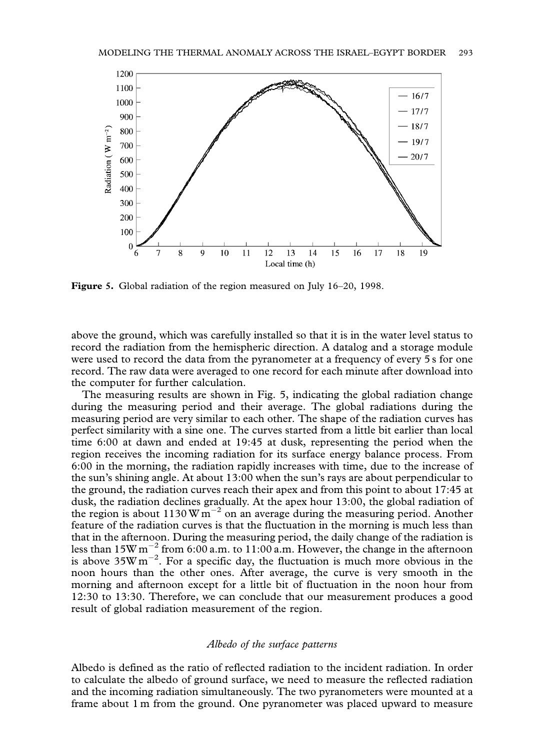**Figure 5.** Global radiation of the region measured on July 16–20, 1998.

above the ground, which was carefully installed so that it is in the water level status to record the radiation from the hemispheric direction. A datalog and a storage module were used to record the data from the pyranometer at a frequency of every 5 s for one record. The raw data were averaged to one record for each minute after download into the computer for further calculation.

The measuring results are shown in Fig. 5, indicating the global radiation change during the measuring period and their average. The global radiations during the measuring period are very similar to each other. The shape of the radiation curves has perfect similarity with a sine one. The curves started from a little bit earlier than local time 6:00 at dawn and ended at 19:45 at dusk, representing the period when the region receives the incoming radiation for its surface energy balance process. From 6:00 in the morning, the radiation rapidly increases with time, due to the increase of the sun's shining angle. At about 13:00 when the sun's rays are about perpendicular to the ground, the radiation curves reach their apex and from this point to about 17:45 at dusk, the radiation declines gradually. At the apex hour 13:00, the global radiation of the region is about 1130 W m$^{-2}$ on an average during the measuring period. Another feature of the radiation curves is that the fluctuation in the morning is much less than that in the afternoon. During the measuring period, the daily change of the radiation is less than 15W m$^{-2}$ from 6:00 a.m. to 11:00 a.m. However, the change in the afternoon is above 35W m$^{-2}$. For a specific day, the fluctuation is much more obvious in the noon hours than the other ones. After average, the curve is very smooth in the morning and afternoon except for a little bit of fluctuation in the noon hour from 12:30 to 13:30. Therefore, we can conclude that our measurement produces a good result of global radiation measurement of the region.

### *Albedo of the surface patterns*

Albedo is defined as the ratio of reflected radiation to the incident radiation. In order to calculate the albedo of ground surface, we need to measure the reflected radiation and the incoming radiation simultaneously. The two pyranometers were mounted at a frame about 1 m from the ground. One pyranometer was placed upward to measure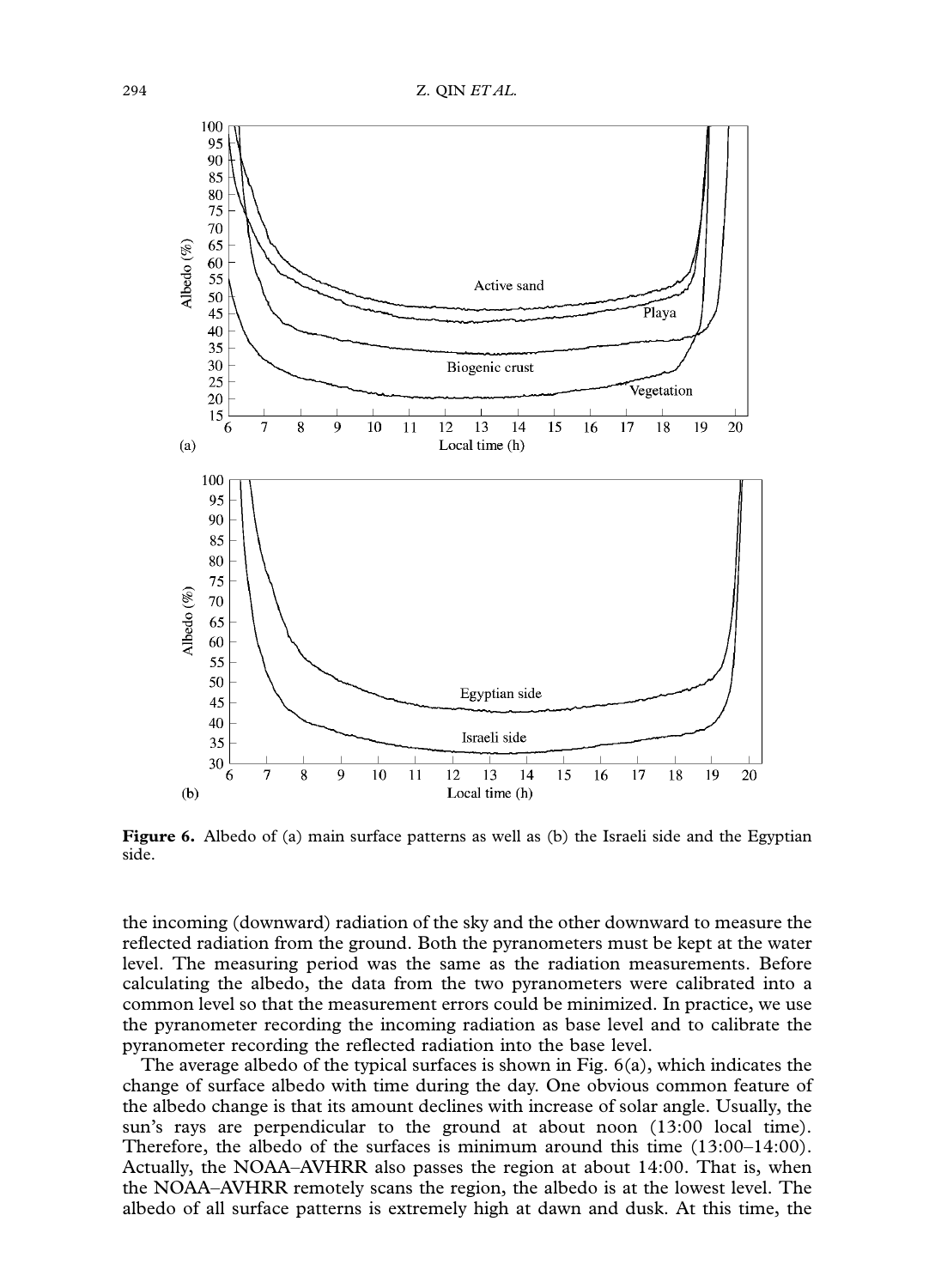**Figure 6.** Albedo of (a) main surface patterns as well as (b) the Israeli side and the Egyptian side.

the incoming (downward) radiation of the sky and the other downward to measure the reflected radiation from the ground. Both the pyranometers must be kept at the water level. The measuring period was the same as the radiation measurements. Before calculating the albedo, the data from the two pyranometers were calibrated into a common level so that the measurement errors could be minimized. In practice, we use the pyranometer recording the incoming radiation as base level and to calibrate the pyranometer recording the reflected radiation into the base level.

The average albedo of the typical surfaces is shown in Fig. 6(a), which indicates the change of surface albedo with time during the day. One obvious common feature of the albedo change is that its amount declines with increase of solar angle. Usually, the sun's rays are perpendicular to the ground at about noon (13:00 local time). Therefore, the albedo of the surfaces is minimum around this time (13:00–14:00). Actually, the NOAA–AVHRR also passes the region at about 14:00. That is, when the NOAA–AVHRR remotely scans the region, the albedo is at the lowest level. The albedo of all surface patterns is extremely high at dawn and dusk. At this time, the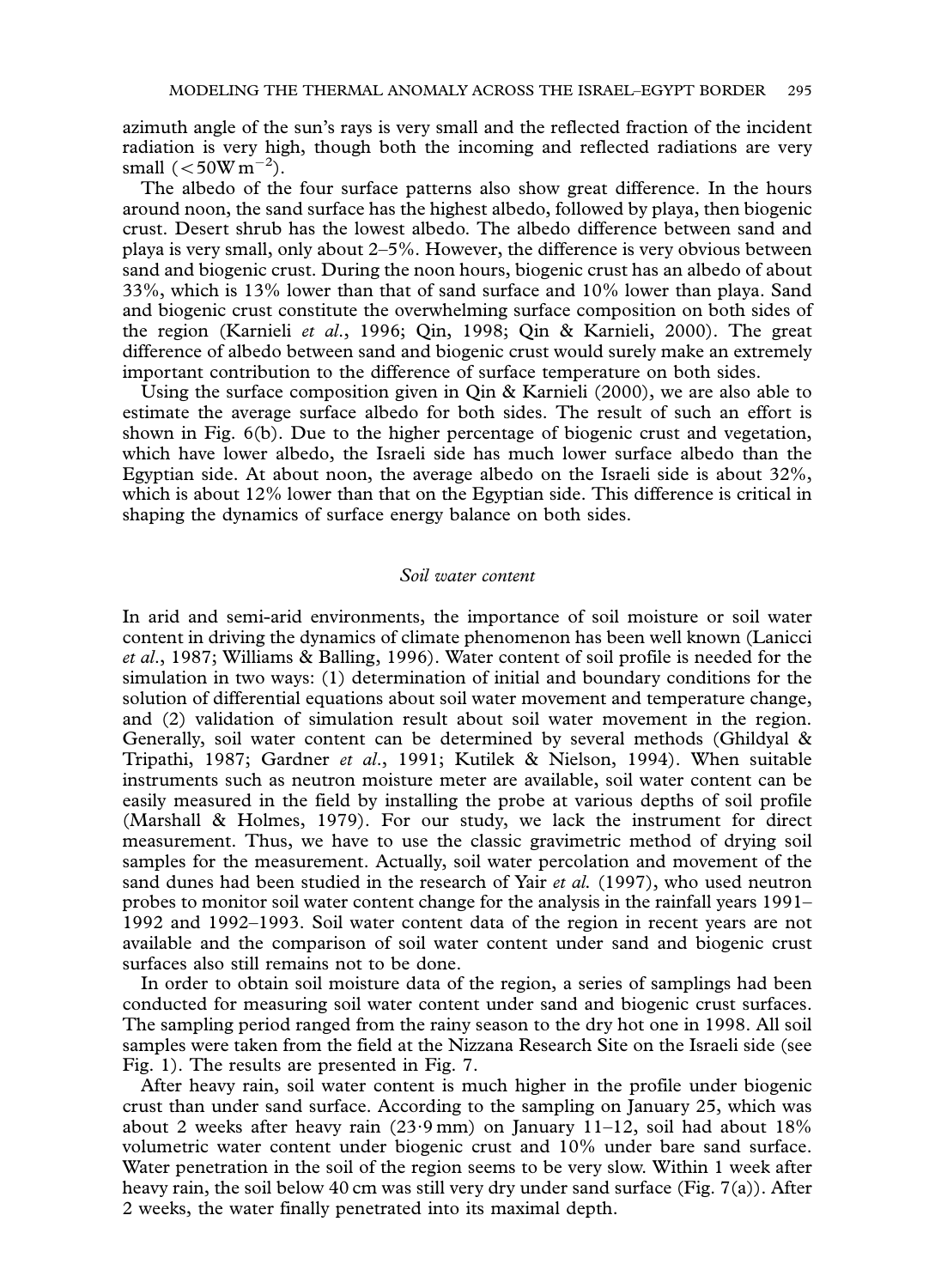azimuth angle of the sun's rays is very small and the reflected fraction of the incident radiation is very high, though both the incoming and reflected radiations are very small ($<50\mathrm{W\,m^{-2}}$).

The albedo of the four surface patterns also show great difference. In the hours around noon, the sand surface has the highest albedo, followed by playa, then biogenic crust. Desert shrub has the lowest albedo. The albedo difference between sand and playa is very small, only about 2–5%. However, the difference is very obvious between sand and biogenic crust. During the noon hours, biogenic crust has an albedo of about 33%, which is 13% lower than that of sand surface and 10% lower than playa. Sand and biogenic crust constitute the overwhelming surface composition on both sides of the region (Karnieli *et al.*, 1996; Qin, 1998; Qin & Karnieli, 2000). The great difference of albedo between sand and biogenic crust would surely make an extremely important contribution to the difference of surface temperature on both sides.

Using the surface composition given in Qin & Karnieli (2000), we are also able to estimate the average surface albedo for both sides. The result of such an effort is shown in Fig. 6(b). Due to the higher percentage of biogenic crust and vegetation, which have lower albedo, the Israeli side has much lower surface albedo than the Egyptian side. At about noon, the average albedo on the Israeli side is about 32%, which is about 12% lower than that on the Egyptian side. This difference is critical in shaping the dynamics of surface energy balance on both sides.

### *Soil water content*

In arid and semi-arid environments, the importance of soil moisture or soil water content in driving the dynamics of climate phenomenon has been well known (Lanicci *et al.*, 1987; Williams & Balling, 1996). Water content of soil profile is needed for the simulation in two ways: (1) determination of initial and boundary conditions for the solution of differential equations about soil water movement and temperature change, and (2) validation of simulation result about soil water movement in the region. Generally, soil water content can be determined by several methods (Ghildyal & Tripathi, 1987; Gardner *et al.*, 1991; Kutilek & Nielson, 1994). When suitable instruments such as neutron moisture meter are available, soil water content can be easily measured in the field by installing the probe at various depths of soil profile (Marshall & Holmes, 1979). For our study, we lack the instrument for direct measurement. Thus, we have to use the classic gravimetric method of drying soil samples for the measurement. Actually, soil water percolation and movement of the sand dunes had been studied in the research of Yair *et al.* (1997), who used neutron probes to monitor soil water content change for the analysis in the rainfall years 1991–1992 and 1992–1993. Soil water content data of the region in recent years are not available and the comparison of soil water content under sand and biogenic crust surfaces also still remains not to be done.

In order to obtain soil moisture data of the region, a series of samplings had been conducted for measuring soil water content under sand and biogenic crust surfaces. The sampling period ranged from the rainy season to the dry hot one in 1998. All soil samples were taken from the field at the Nizzana Research Site on the Israeli side (see Fig. 1). The results are presented in Fig. 7.

After heavy rain, soil water content is much higher in the profile under biogenic crust than under sand surface. According to the sampling on January 25, which was about 2 weeks after heavy rain (23·9 mm) on January 11–12, soil had about 18% volumetric water content under biogenic crust and 10% under bare sand surface. Water penetration in the soil of the region seems to be very slow. Within 1 week after heavy rain, the soil below 40 cm was still very dry under sand surface (Fig. 7(a)). After 2 weeks, the water finally penetrated into its maximal depth.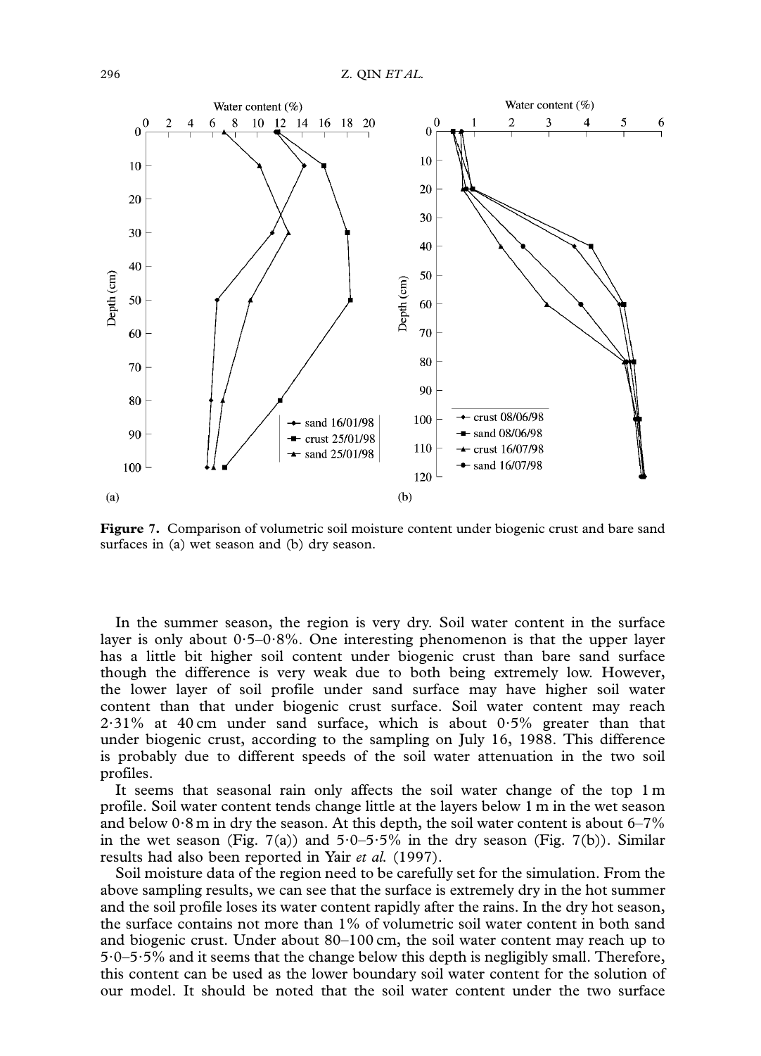**Figure 7.** Comparison of volumetric soil moisture content under biogenic crust and bare sand surfaces in (a) wet season and (b) dry season.

In the summer season, the region is very dry. Soil water content in the surface layer is only about 0·5–0·8%. One interesting phenomenon is that the upper layer has a little bit higher soil content under biogenic crust than bare sand surface though the difference is very weak due to both being extremely low. However, the lower layer of soil profile under sand surface may have higher soil water content than that under biogenic crust surface. Soil water content may reach 2·31% at 40 cm under sand surface, which is about 0·5% greater than that under biogenic crust, according to the sampling on July 16, 1988. This difference is probably due to different speeds of the soil water attenuation in the two soil profiles.

It seems that seasonal rain only affects the soil water change of the top 1 m profile. Soil water content tends change little at the layers below 1 m in the wet season and below 0·8 m in dry the season. At this depth, the soil water content is about 6–7% in the wet season (Fig. 7(a)) and 5·0–5·5% in the dry season (Fig. 7(b)). Similar results had also been reported in Yair *et al.* (1997).

Soil moisture data of the region need to be carefully set for the simulation. From the above sampling results, we can see that the surface is extremely dry in the hot summer and the soil profile loses its water content rapidly after the rains. In the dry hot season, the surface contains not more than 1% of volumetric soil water content in both sand and biogenic crust. Under about 80–100 cm, the soil water content may reach up to 5·0–5·5% and it seems that the change below this depth is negligibly small. Therefore, this content can be used as the lower boundary soil water content for the solution of our model. It should be noted that the soil water content under the two surface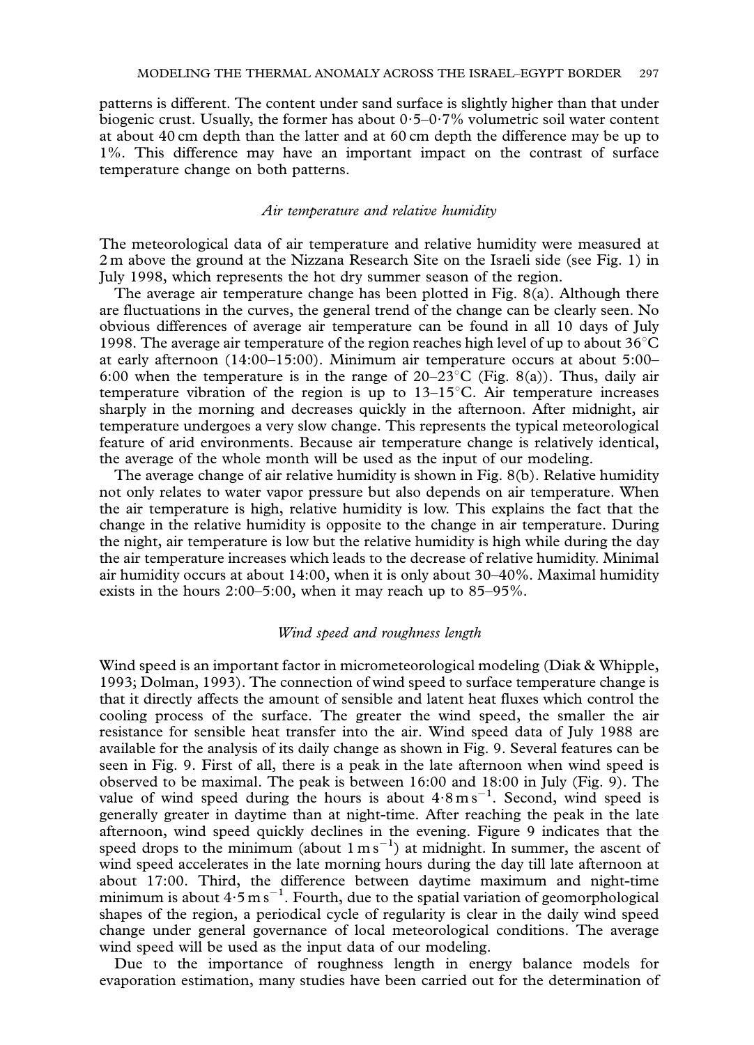patterns is different. The content under sand surface is slightly higher than that under biogenic crust. Usually, the former has about 0·5–0·7% volumetric soil water content at about 40 cm depth than the latter and at 60 cm depth the difference may be up to 1%. This difference may have an important impact on the contrast of surface temperature change on both patterns.

### *Air temperature and relative humidity*

The meteorological data of air temperature and relative humidity were measured at 2 m above the ground at the Nizzana Research Site on the Israeli side (see Fig. 1) in July 1998, which represents the hot dry summer season of the region.

The average air temperature change has been plotted in Fig. 8(a). Although there are fluctuations in the curves, the general trend of the change can be clearly seen. No obvious differences of average air temperature can be found in all 10 days of July 1998. The average air temperature of the region reaches high level of up to about 36°C at early afternoon (14:00–15:00). Minimum air temperature occurs at about 5:00–6:00 when the temperature is in the range of 20–23°C (Fig. 8(a)). Thus, daily air temperature vibration of the region is up to 13–15°C. Air temperature increases sharply in the morning and decreases quickly in the afternoon. After midnight, air temperature undergoes a very slow change. This represents the typical meteorological feature of arid environments. Because air temperature change is relatively identical, the average of the whole month will be used as the input of our modeling.

The average change of air relative humidity is shown in Fig. 8(b). Relative humidity not only relates to water vapor pressure but also depends on air temperature. When the air temperature is high, relative humidity is low. This explains the fact that the change in the relative humidity is opposite to the change in air temperature. During the night, air temperature is low but the relative humidity is high while during the day the air temperature increases which leads to the decrease of relative humidity. Minimal air humidity occurs at about 14:00, when it is only about 30–40%. Maximal humidity exists in the hours 2:00–5:00, when it may reach up to 85–95%.

### *Wind speed and roughness length*

Wind speed is an important factor in micrometeorological modeling (Diak & Whipple, 1993; Dolman, 1993). The connection of wind speed to surface temperature change is that it directly affects the amount of sensible and latent heat fluxes which control the cooling process of the surface. The greater the wind speed, the smaller the air resistance for sensible heat transfer into the air. Wind speed data of July 1988 are available for the analysis of its daily change as shown in Fig. 9. Several features can be seen in Fig. 9. First of all, there is a peak in the late afternoon when wind speed is observed to be maximal. The peak is between 16:00 and 18:00 in July (Fig. 9). The value of wind speed during the hours is about 4·8 m s$^{-1}$. Second, wind speed is generally greater in daytime than at night-time. After reaching the peak in the late afternoon, wind speed quickly declines in the evening. Figure 9 indicates that the speed drops to the minimum (about 1 m s$^{-1}$) at midnight. In summer, the ascent of wind speed accelerates in the late morning hours during the day till late afternoon at about 17:00. Third, the difference between daytime maximum and night-time minimum is about 4·5 m s$^{-1}$. Fourth, due to the spatial variation of geomorphological shapes of the region, a periodical cycle of regularity is clear in the daily wind speed change under general governance of local meteorological conditions. The average wind speed will be used as the input data of our modeling.

Due to the importance of roughness length in energy balance models for evaporation estimation, many studies have been carried out for the determination of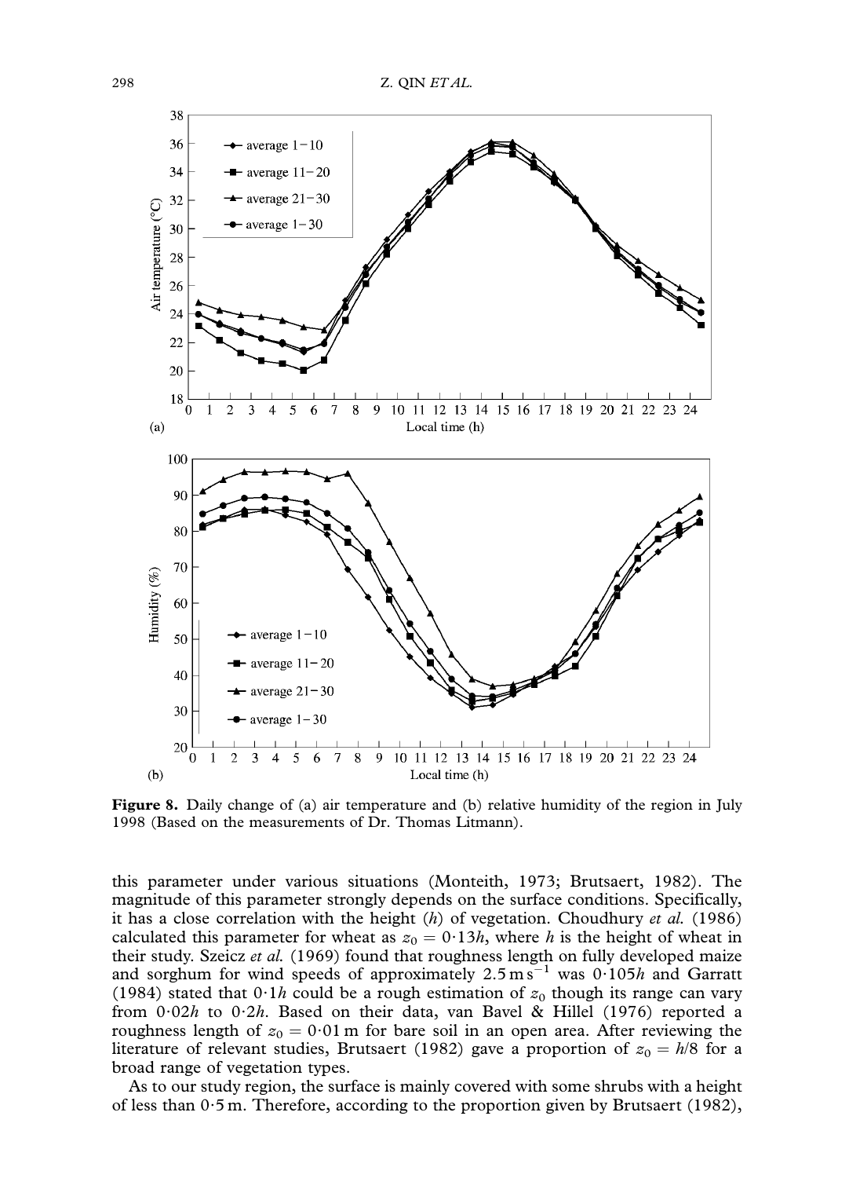**Figure 8.** Daily change of (a) air temperature and (b) relative humidity of the region in July 1998 (Based on the measurements of Dr. Thomas Litmann).

this parameter under various situations (Monteith, 1973; Brutsaert, 1982). The magnitude of this parameter strongly depends on the surface conditions. Specifically, it has a close correlation with the height ($h$) of vegetation. Choudhury *et al.* (1986) calculated this parameter for wheat as $z_0 = 0{\cdot}13h$, where $h$ is the height of wheat in their study. Szeicz *et al.* (1969) found that roughness length on fully developed maize and sorghum for wind speeds of approximately $2.5\,\mathrm{m\,s^{-1}}$ was $0{\cdot}105h$ and Garratt (1984) stated that $0{\cdot}1h$ could be a rough estimation of $z_0$ though its range can vary from $0{\cdot}02h$ to $0{\cdot}2h$. Based on their data, van Bavel & Hillel (1976) reported a roughness length of $z_0 = 0{\cdot}01$ m for bare soil in an open area. After reviewing the literature of relevant studies, Brutsaert (1982) gave a proportion of $z_0 = h/8$ for a broad range of vegetation types.

As to our study region, the surface is mainly covered with some shrubs with a height of less than 0·5 m. Therefore, according to the proportion given by Brutsaert (1982),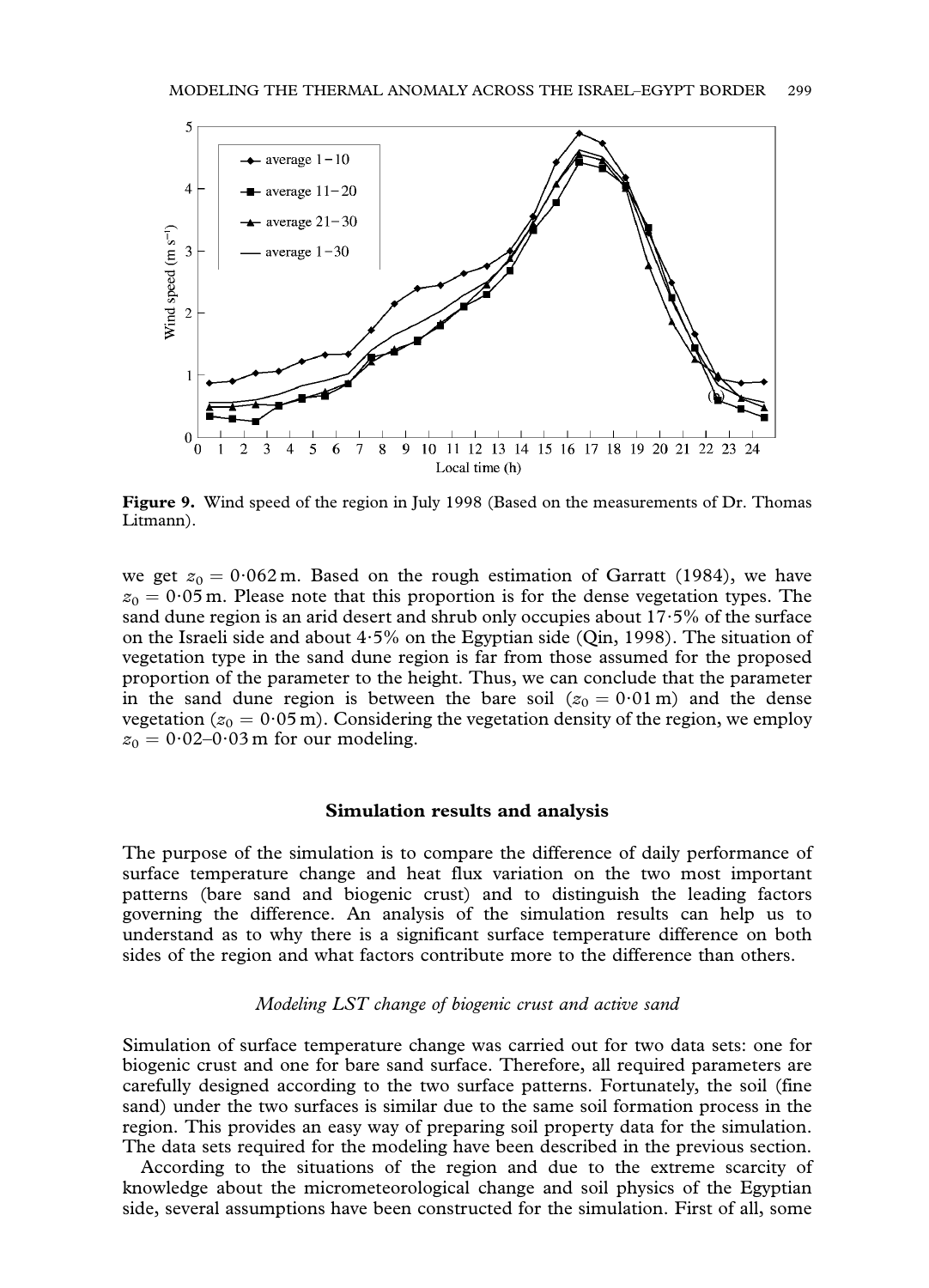**Figure 9.** Wind speed of the region in July 1998 (Based on the measurements of Dr. Thomas Litmann).

we get $z_0 = 0{\cdot}062$ m. Based on the rough estimation of Garratt (1984), we have $z_0 = 0{\cdot}05$ m. Please note that this proportion is for the dense vegetation types. The sand dune region is an arid desert and shrub only occupies about 17·5% of the surface on the Israeli side and about 4·5% on the Egyptian side (Qin, 1998). The situation of vegetation type in the sand dune region is far from those assumed for the proposed proportion of the parameter to the height. Thus, we can conclude that the parameter in the sand dune region is between the bare soil ($z_0 = 0{\cdot}01$ m) and the dense vegetation ($z_0 = 0{\cdot}05$ m). Considering the vegetation density of the region, we employ $z_0 = 0{\cdot}02$–$0{\cdot}03$ m for our modeling.

## Simulation results and analysis

The purpose of the simulation is to compare the difference of daily performance of surface temperature change and heat flux variation on the two most important patterns (bare sand and biogenic crust) and to distinguish the leading factors governing the difference. An analysis of the simulation results can help us to understand as to why there is a significant surface temperature difference on both sides of the region and what factors contribute more to the difference than others.

### *Modeling LST change of biogenic crust and active sand*

Simulation of surface temperature change was carried out for two data sets: one for biogenic crust and one for bare sand surface. Therefore, all required parameters are carefully designed according to the two surface patterns. Fortunately, the soil (fine sand) under the two surfaces is similar due to the same soil formation process in the region. This provides an easy way of preparing soil property data for the simulation. The data sets required for the modeling have been described in the previous section.

According to the situations of the region and due to the extreme scarcity of knowledge about the micrometeorological change and soil physics of the Egyptian side, several assumptions have been constructed for the simulation. First of all, some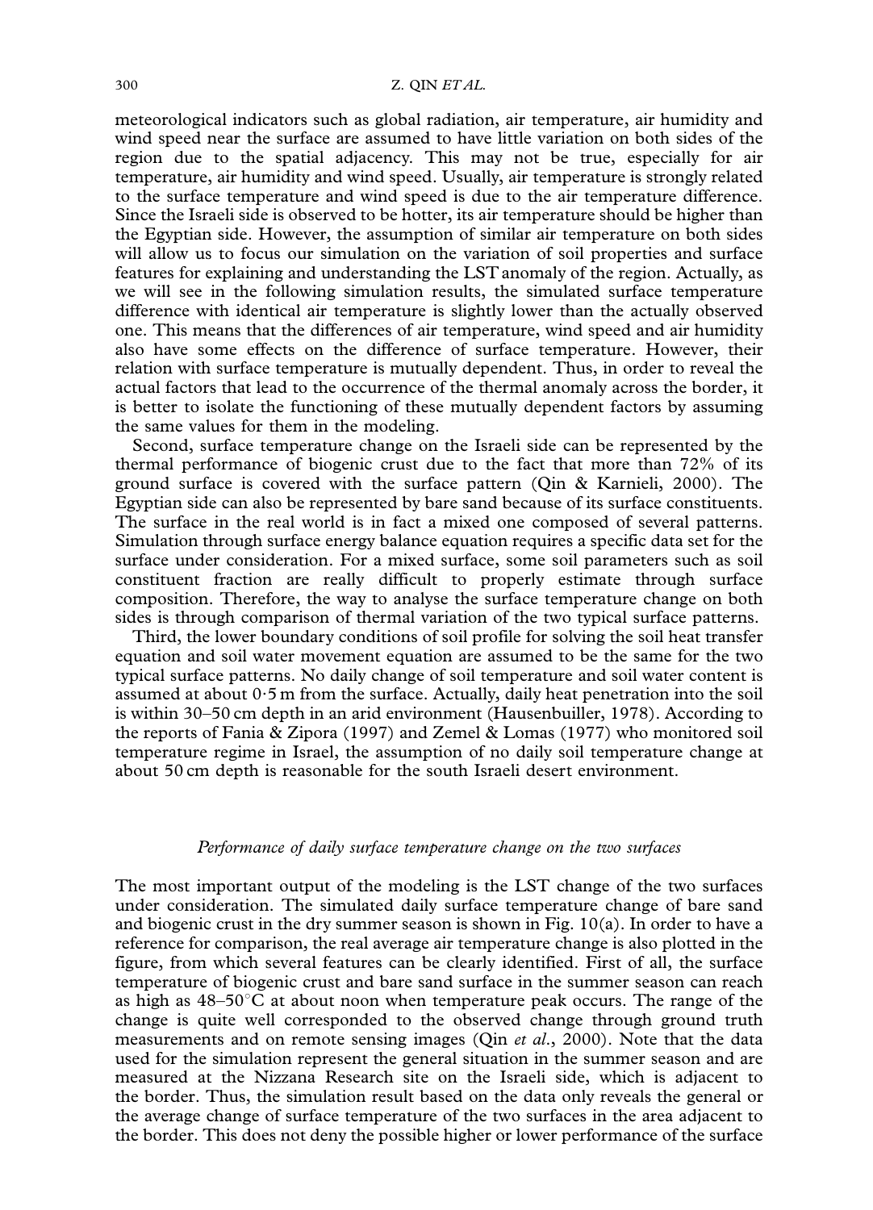meteorological indicators such as global radiation, air temperature, air humidity and wind speed near the surface are assumed to have little variation on both sides of the region due to the spatial adjacency. This may not be true, especially for air temperature, air humidity and wind speed. Usually, air temperature is strongly related to the surface temperature and wind speed is due to the air temperature difference. Since the Israeli side is observed to be hotter, its air temperature should be higher than the Egyptian side. However, the assumption of similar air temperature on both sides will allow us to focus our simulation on the variation of soil properties and surface features for explaining and understanding the LST anomaly of the region. Actually, as we will see in the following simulation results, the simulated surface temperature difference with identical air temperature is slightly lower than the actually observed one. This means that the differences of air temperature, wind speed and air humidity also have some effects on the difference of surface temperature. However, their relation with surface temperature is mutually dependent. Thus, in order to reveal the actual factors that lead to the occurrence of the thermal anomaly across the border, it is better to isolate the functioning of these mutually dependent factors by assuming the same values for them in the modeling.

Second, surface temperature change on the Israeli side can be represented by the thermal performance of biogenic crust due to the fact that more than 72% of its ground surface is covered with the surface pattern (Qin & Karnieli, 2000). The Egyptian side can also be represented by bare sand because of its surface constituents. The surface in the real world is in fact a mixed one composed of several patterns. Simulation through surface energy balance equation requires a specific data set for the surface under consideration. For a mixed surface, some soil parameters such as soil constituent fraction are really difficult to properly estimate through surface composition. Therefore, the way to analyse the surface temperature change on both sides is through comparison of thermal variation of the two typical surface patterns.

Third, the lower boundary conditions of soil profile for solving the soil heat transfer equation and soil water movement equation are assumed to be the same for the two typical surface patterns. No daily change of soil temperature and soil water content is assumed at about 0·5 m from the surface. Actually, daily heat penetration into the soil is within 30–50 cm depth in an arid environment (Hausenbuiller, 1978). According to the reports of Fania & Zipora (1997) and Zemel & Lomas (1977) who monitored soil temperature regime in Israel, the assumption of no daily soil temperature change at about 50 cm depth is reasonable for the south Israeli desert environment.

### *Performance of daily surface temperature change on the two surfaces*

The most important output of the modeling is the LST change of the two surfaces under consideration. The simulated daily surface temperature change of bare sand and biogenic crust in the dry summer season is shown in Fig. 10(a). In order to have a reference for comparison, the real average air temperature change is also plotted in the figure, from which several features can be clearly identified. First of all, the surface temperature of biogenic crust and bare sand surface in the summer season can reach as high as 48–50°C at about noon when temperature peak occurs. The range of the change is quite well corresponded to the observed change through ground truth measurements and on remote sensing images (Qin *et al.*, 2000). Note that the data used for the simulation represent the general situation in the summer season and are measured at the Nizzana Research site on the Israeli side, which is adjacent to the border. Thus, the simulation result based on the data only reveals the general or the average change of surface temperature of the two surfaces in the area adjacent to the border. This does not deny the possible higher or lower performance of the surface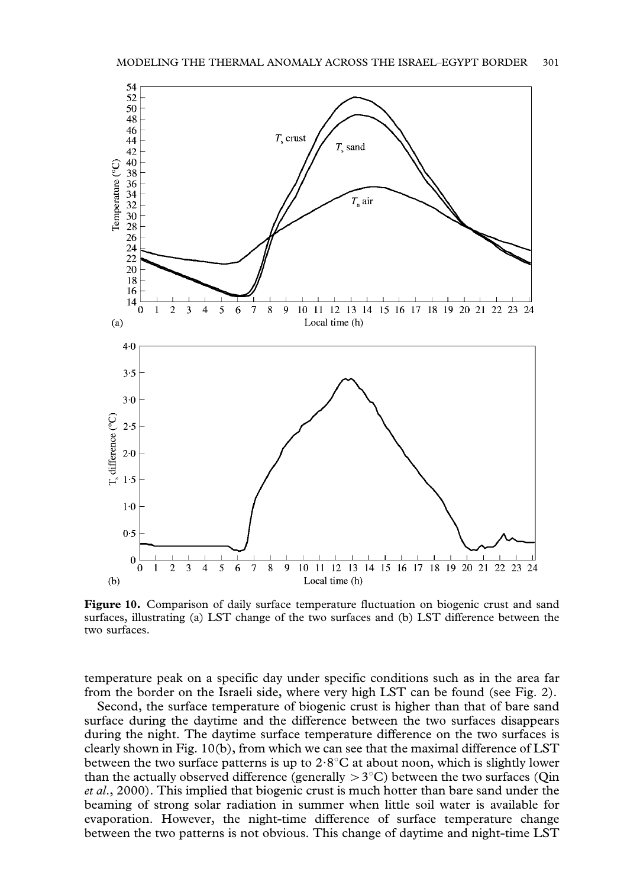Figure 10. Comparison of daily surface temperature fluctuation on biogenic crust and sand surfaces, illustrating (a) LST change of the two surfaces and (b) LST difference between the two surfaces.

temperature peak on a specific day under specific conditions such as in the area far from the border on the Israeli side, where very high LST can be found (see Fig. 2).

Second, the surface temperature of biogenic crust is higher than that of bare sand surface during the daytime and the difference between the two surfaces disappears during the night. The daytime surface temperature difference on the two surfaces is clearly shown in Fig. 10(b), from which we can see that the maximal difference of LST between the two surface patterns is up to 2·8°C at about noon, which is slightly lower than the actually observed difference (generally $>3$°C) between the two surfaces (Qin *et al.*, 2000). This implied that biogenic crust is much hotter than bare sand under the beaming of strong solar radiation in summer when little soil water is available for evaporation. However, the night-time difference of surface temperature change between the two patterns is not obvious. This change of daytime and night-time LST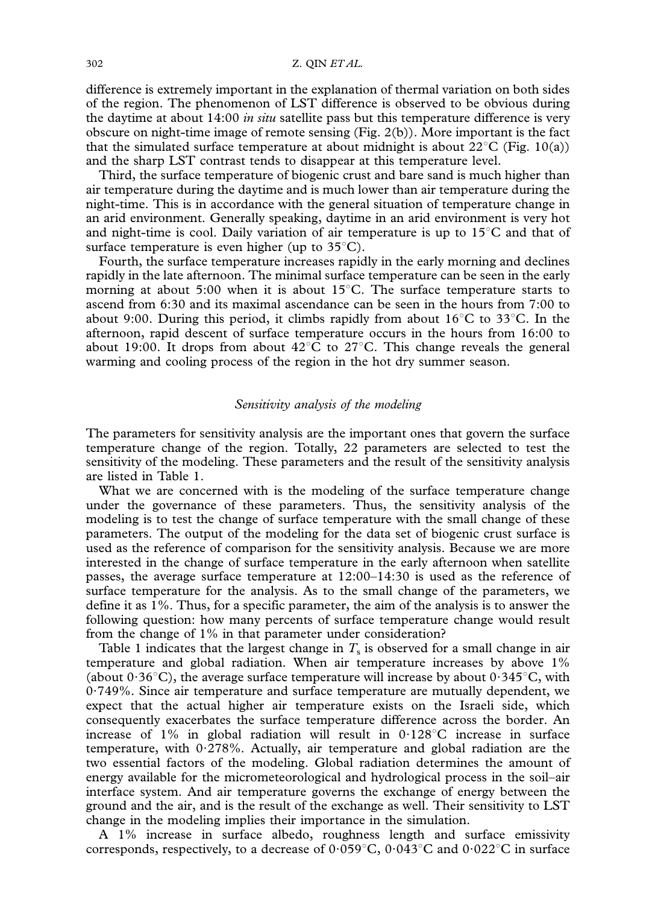difference is extremely important in the explanation of thermal variation on both sides of the region. The phenomenon of LST difference is observed to be obvious during the daytime at about 14:00 *in situ* satellite pass but this temperature difference is very obscure on night-time image of remote sensing (Fig. 2(b)). More important is the fact that the simulated surface temperature at about midnight is about 22°C (Fig. 10(a)) and the sharp LST contrast tends to disappear at this temperature level.

Third, the surface temperature of biogenic crust and bare sand is much higher than air temperature during the daytime and is much lower than air temperature during the night-time. This is in accordance with the general situation of temperature change in an arid environment. Generally speaking, daytime in an arid environment is very hot and night-time is cool. Daily variation of air temperature is up to 15°C and that of surface temperature is even higher (up to 35°C).

Fourth, the surface temperature increases rapidly in the early morning and declines rapidly in the late afternoon. The minimal surface temperature can be seen in the early morning at about 5:00 when it is about 15°C. The surface temperature starts to ascend from 6:30 and its maximal ascendance can be seen in the hours from 7:00 to about 9:00. During this period, it climbs rapidly from about 16°C to 33°C. In the afternoon, rapid descent of surface temperature occurs in the hours from 16:00 to about 19:00. It drops from about 42°C to 27°C. This change reveals the general warming and cooling process of the region in the hot dry summer season.

### *Sensitivity analysis of the modeling*

The parameters for sensitivity analysis are the important ones that govern the surface temperature change of the region. Totally, 22 parameters are selected to test the sensitivity of the modeling. These parameters and the result of the sensitivity analysis are listed in Table 1.

What we are concerned with is the modeling of the surface temperature change under the governance of these parameters. Thus, the sensitivity analysis of the modeling is to test the change of surface temperature with the small change of these parameters. The output of the modeling for the data set of biogenic crust surface is used as the reference of comparison for the sensitivity analysis. Because we are more interested in the change of surface temperature in the early afternoon when satellite passes, the average surface temperature at 12:00–14:30 is used as the reference of surface temperature for the analysis. As to the small change of the parameters, we define it as 1%. Thus, for a specific parameter, the aim of the analysis is to answer the following question: how many percents of surface temperature change would result from the change of 1% in that parameter under consideration?

Table 1 indicates that the largest change in $T_s$ is observed for a small change in air temperature and global radiation. When air temperature increases by above 1% (about 0·36°C), the average surface temperature will increase by about 0·345°C, with 0·749%. Since air temperature and surface temperature are mutually dependent, we expect that the actual higher air temperature exists on the Israeli side, which consequently exacerbates the surface temperature difference across the border. An increase of 1% in global radiation will result in 0·128°C increase in surface temperature, with 0·278%. Actually, air temperature and global radiation are the two essential factors of the modeling. Global radiation determines the amount of energy available for the micrometeorological and hydrological process in the soil–air interface system. And air temperature governs the exchange of energy between the ground and the air, and is the result of the exchange as well. Their sensitivity to LST change in the modeling implies their importance in the simulation.

A 1% increase in surface albedo, roughness length and surface emissivity corresponds, respectively, to a decrease of 0·059°C, 0·043°C and 0·022°C in surface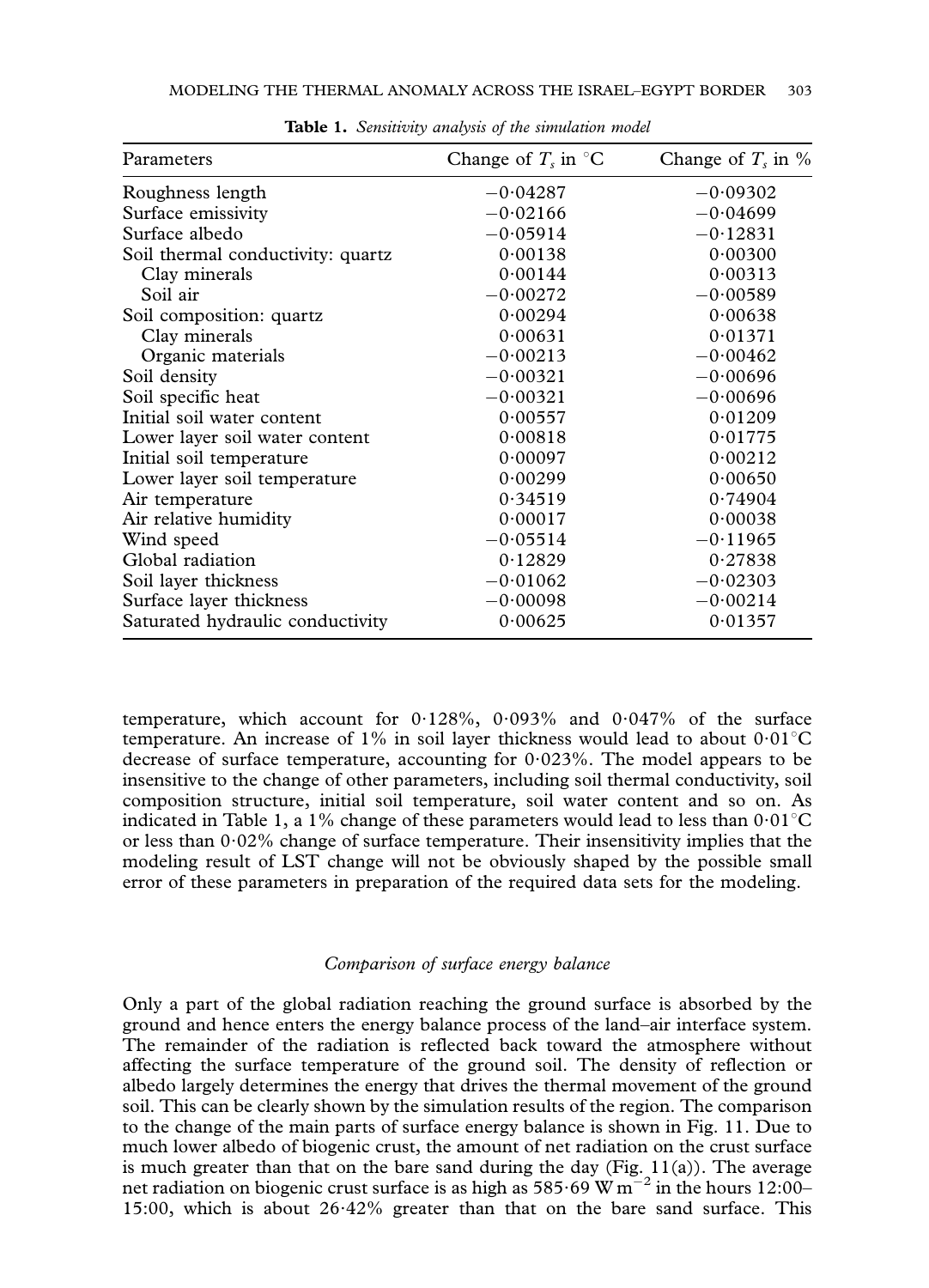**Table 1.** *Sensitivity analysis of the simulation model*

| Parameters | Change of $T_s$ in °C | Change of $T_s$ in % |
|---|---|---|
| Roughness length | −0·04287 | −0·09302 |
| Surface emissivity | −0·02166 | −0·04699 |
| Surface albedo | −0·05914 | −0·12831 |
| Soil thermal conductivity: quartz | 0·00138 | 0·00300 |
| Clay minerals | 0·00144 | 0·00313 |
| Soil air | −0·00272 | −0·00589 |
| Soil composition: quartz | 0·00294 | 0·00638 |
| Clay minerals | 0·00631 | 0·01371 |
| Organic materials | −0·00213 | −0·00462 |
| Soil density | −0·00321 | −0·00696 |
| Soil specific heat | −0·00321 | −0·00696 |
| Initial soil water content | 0·00557 | 0·01209 |
| Lower layer soil water content | 0·00818 | 0·01775 |
| Initial soil temperature | 0·00097 | 0·00212 |
| Lower layer soil temperature | 0·00299 | 0·00650 |
| Air temperature | 0·34519 | 0·74904 |
| Air relative humidity | 0·00017 | 0·00038 |
| Wind speed | −0·05514 | −0·11965 |
| Global radiation | 0·12829 | 0·27838 |
| Soil layer thickness | −0·01062 | −0·02303 |
| Surface layer thickness | −0·00098 | −0·00214 |
| Saturated hydraulic conductivity | 0·00625 | 0·01357 |

temperature, which account for 0·128%, 0·093% and 0·047% of the surface temperature. An increase of 1% in soil layer thickness would lead to about 0·01°C decrease of surface temperature, accounting for 0·023%. The model appears to be insensitive to the change of other parameters, including soil thermal conductivity, soil composition structure, initial soil temperature, soil water content and so on. As indicated in Table 1, a 1% change of these parameters would lead to less than 0·01°C or less than 0·02% change of surface temperature. Their insensitivity implies that the modeling result of LST change will not be obviously shaped by the possible small error of these parameters in preparation of the required data sets for the modeling.

### *Comparison of surface energy balance*

Only a part of the global radiation reaching the ground surface is absorbed by the ground and hence enters the energy balance process of the land–air interface system. The remainder of the radiation is reflected back toward the atmosphere without affecting the surface temperature of the ground soil. The density of reflection or albedo largely determines the energy that drives the thermal movement of the ground soil. This can be clearly shown by the simulation results of the region. The comparison to the change of the main parts of surface energy balance is shown in Fig. 11. Due to much lower albedo of biogenic crust, the amount of net radiation on the crust surface is much greater than that on the bare sand during the day (Fig. 11(a)). The average net radiation on biogenic crust surface is as high as 585·69 W m$^{-2}$ in the hours 12:00–15:00, which is about 26·42% greater than that on the bare sand surface. This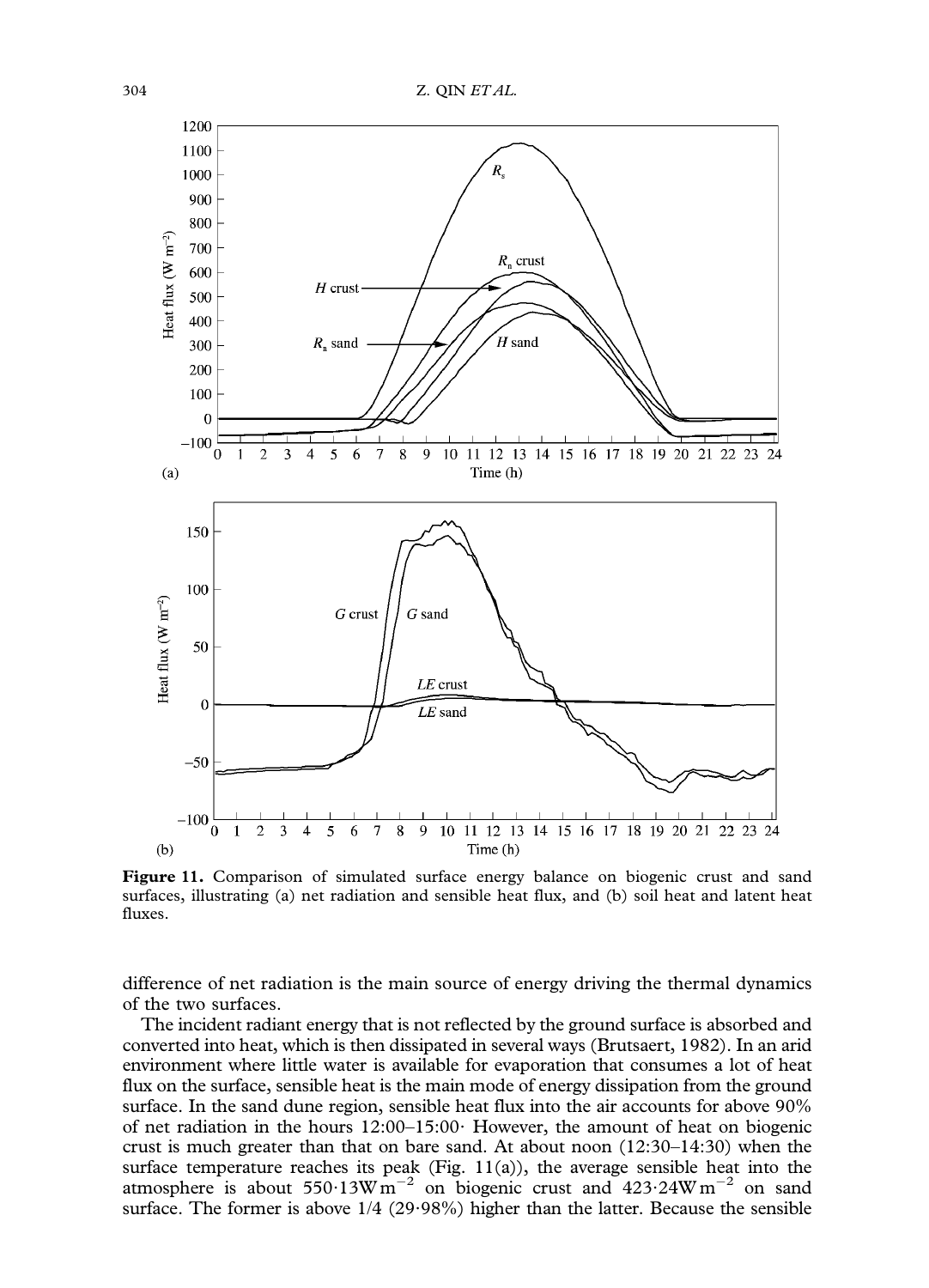Figure 11. Comparison of simulated surface energy balance on biogenic crust and sand surfaces, illustrating (a) net radiation and sensible heat flux, and (b) soil heat and latent heat fluxes.

difference of net radiation is the main source of energy driving the thermal dynamics of the two surfaces.

The incident radiant energy that is not reflected by the ground surface is absorbed and converted into heat, which is then dissipated in several ways (Brutsaert, 1982). In an arid environment where little water is available for evaporation that consumes a lot of heat flux on the surface, sensible heat is the main mode of energy dissipation from the ground surface. In the sand dune region, sensible heat flux into the air accounts for above 90% of net radiation in the hours 12:00–15:00· However, the amount of heat on biogenic crust is much greater than that on bare sand. At about noon (12:30–14:30) when the surface temperature reaches its peak (Fig. 11(a)), the average sensible heat into the atmosphere is about 550·13 W $m^{-2}$ on biogenic crust and 423·24 W $m^{-2}$ on sand surface. The former is above 1/4 (29·98%) higher than the latter. Because the sensible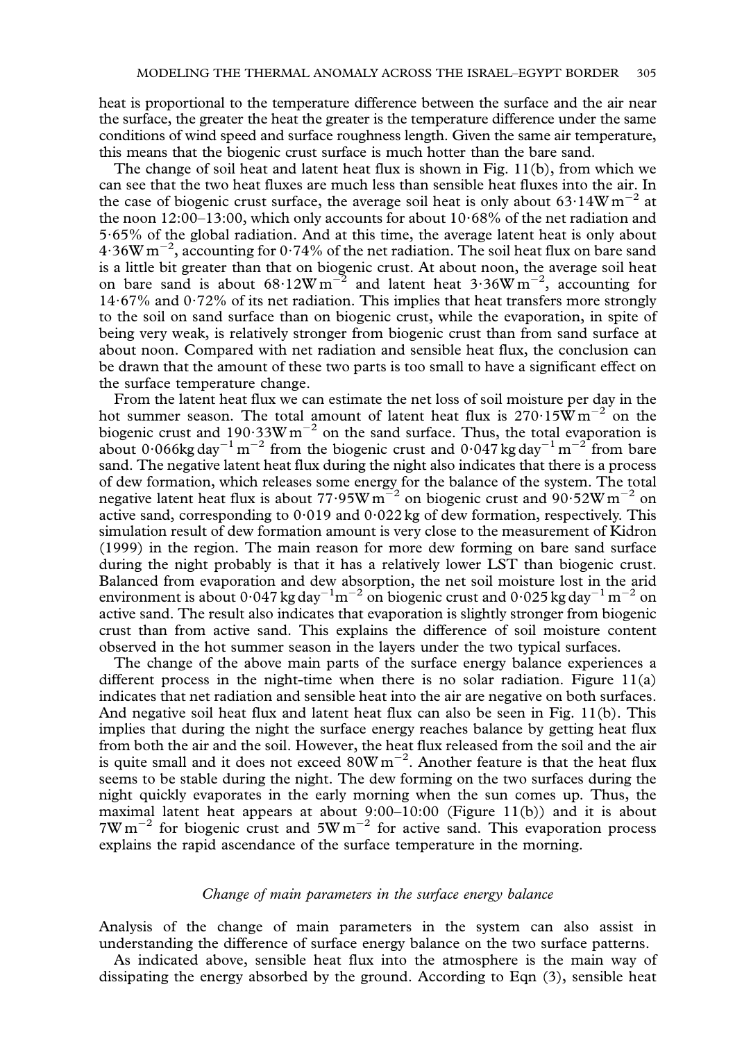heat is proportional to the temperature difference between the surface and the air near the surface, the greater the heat the greater is the temperature difference under the same conditions of wind speed and surface roughness length. Given the same air temperature, this means that the biogenic crust surface is much hotter than the bare sand.

The change of soil heat and latent heat flux is shown in Fig. 11(b), from which we can see that the two heat fluxes are much less than sensible heat fluxes into the air. In the case of biogenic crust surface, the average soil heat is only about 63·14 $W m^{-2}$ at the noon 12:00–13:00, which only accounts for about 10·68% of the net radiation and 5·65% of the global radiation. And at this time, the average latent heat is only about 4·36 $W m^{-2}$, accounting for 0·74% of the net radiation. The soil heat flux on bare sand is a little bit greater than that on biogenic crust. At about noon, the average soil heat on bare sand is about 68·12 $W m^{-2}$ and latent heat 3·36 $W m^{-2}$, accounting for 14·67% and 0·72% of its net radiation. This implies that heat transfers more strongly to the soil on sand surface than on biogenic crust, while the evaporation, in spite of being very weak, is relatively stronger from biogenic crust than from sand surface at about noon. Compared with net radiation and sensible heat flux, the conclusion can be drawn that the amount of these two parts is too small to have a significant effect on the surface temperature change.

From the latent heat flux we can estimate the net loss of soil moisture per day in the hot summer season. The total amount of latent heat flux is 270·15 $W m^{-2}$ on the biogenic crust and 190·33 $W m^{-2}$ on the sand surface. Thus, the total evaporation is about 0·066 $kg\, day^{-1} m^{-2}$ from the biogenic crust and 0·047 $kg\, day^{-1} m^{-2}$ from bare sand. The negative latent heat flux during the night also indicates that there is a process of dew formation, which releases some energy for the balance of the system. The total negative latent heat flux is about 77·95 $W m^{-2}$ on biogenic crust and 90·52 $W m^{-2}$ on active sand, corresponding to 0·019 and 0·022 kg of dew formation, respectively. This simulation result of dew formation amount is very close to the measurement of Kidron (1999) in the region. The main reason for more dew forming on bare sand surface during the night probably is that it has a relatively lower LST than biogenic crust. Balanced from evaporation and dew absorption, the net soil moisture lost in the arid environment is about 0·047 $kg\, day^{-1} m^{-2}$ on biogenic crust and 0·025 $kg\, day^{-1} m^{-2}$ on active sand. The result also indicates that evaporation is slightly stronger from biogenic crust than from active sand. This explains the difference of soil moisture content observed in the hot summer season in the layers under the two typical surfaces.

The change of the above main parts of the surface energy balance experiences a different process in the night-time when there is no solar radiation. Figure 11(a) indicates that net radiation and sensible heat into the air are negative on both surfaces. And negative soil heat flux and latent heat flux can also be seen in Fig. 11(b). This implies that during the night the surface energy reaches balance by getting heat flux from both the air and the soil. However, the heat flux released from the soil and the air is quite small and it does not exceed 80 $W m^{-2}$. Another feature is that the heat flux seems to be stable during the night. The dew forming on the two surfaces during the night quickly evaporates in the early morning when the sun comes up. Thus, the maximal latent heat appears at about 9:00–10:00 (Figure 11(b)) and it is about 7 $W m^{-2}$ for biogenic crust and 5 $W m^{-2}$ for active sand. This evaporation process explains the rapid ascendance of the surface temperature in the morning.

### *Change of main parameters in the surface energy balance*

Analysis of the change of main parameters in the system can also assist in understanding the difference of surface energy balance on the two surface patterns.

As indicated above, sensible heat flux into the atmosphere is the main way of dissipating the energy absorbed by the ground. According to Eqn (3), sensible heat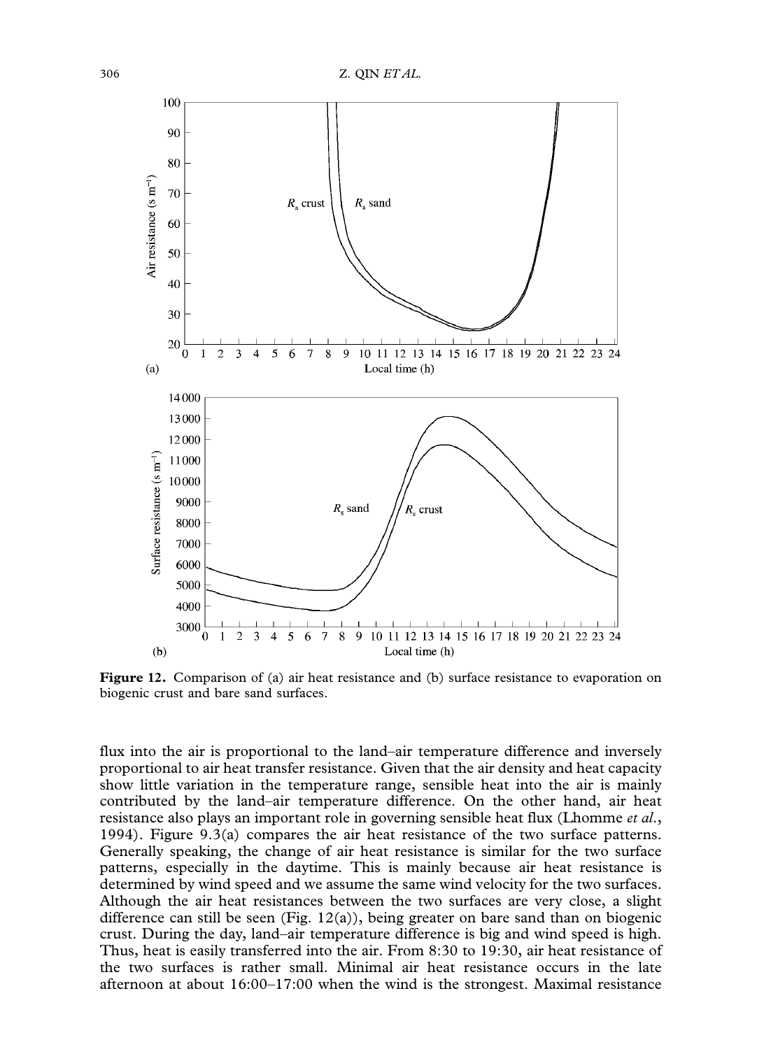**Figure 12.** Comparison of (a) air heat resistance and (b) surface resistance to evaporation on biogenic crust and bare sand surfaces.

flux into the air is proportional to the land–air temperature difference and inversely proportional to air heat transfer resistance. Given that the air density and heat capacity show little variation in the temperature range, sensible heat into the air is mainly contributed by the land–air temperature difference. On the other hand, air heat resistance also plays an important role in governing sensible heat flux (Lhomme *et al.*, 1994). Figure 9.3(a) compares the air heat resistance of the two surface patterns. Generally speaking, the change of air heat resistance is similar for the two surface patterns, especially in the daytime. This is mainly because air heat resistance is determined by wind speed and we assume the same wind velocity for the two surfaces. Although the air heat resistances between the two surfaces are very close, a slight difference can still be seen (Fig. 12(a)), being greater on bare sand than on biogenic crust. During the day, land–air temperature difference is big and wind speed is high. Thus, heat is easily transferred into the air. From 8:30 to 19:30, air heat resistance of the two surfaces is rather small. Minimal air heat resistance occurs in the late afternoon at about 16:00–17:00 when the wind is the strongest. Maximal resistance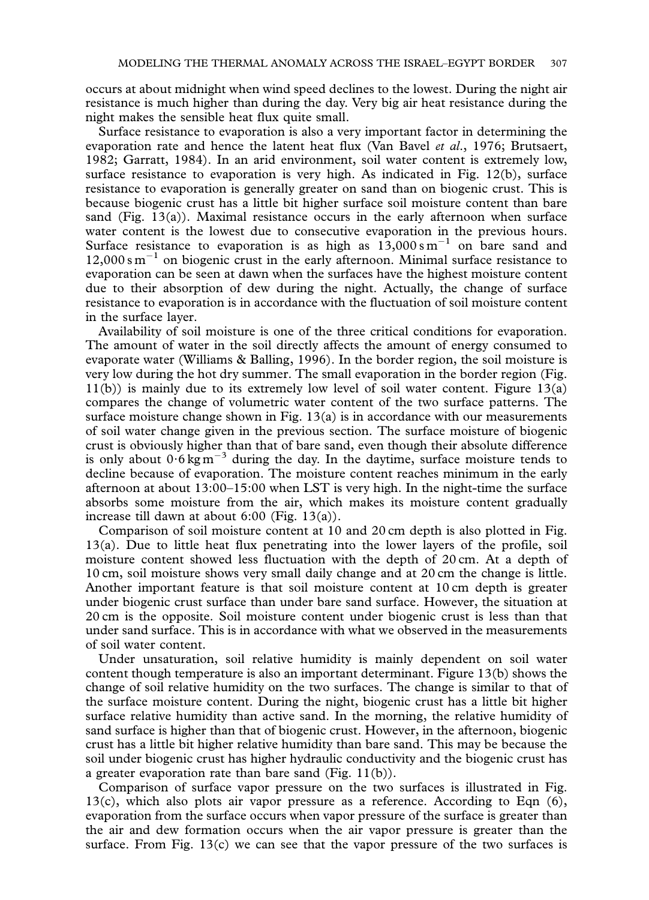occurs at about midnight when wind speed declines to the lowest. During the night air resistance is much higher than during the day. Very big air heat resistance during the night makes the sensible heat flux quite small.

Surface resistance to evaporation is also a very important factor in determining the evaporation rate and hence the latent heat flux (Van Bavel *et al.*, 1976; Brutsaert, 1982; Garratt, 1984). In an arid environment, soil water content is extremely low, surface resistance to evaporation is very high. As indicated in Fig. 12(b), surface resistance to evaporation is generally greater on sand than on biogenic crust. This is because biogenic crust has a little bit higher surface soil moisture content than bare sand (Fig. 13(a)). Maximal resistance occurs in the early afternoon when surface water content is the lowest due to consecutive evaporation in the previous hours. Surface resistance to evaporation is as high as $13{,}000\,\mathrm{s\,m^{-1}}$ on bare sand and $12{,}000\,\mathrm{s\,m^{-1}}$ on biogenic crust in the early afternoon. Minimal surface resistance to evaporation can be seen at dawn when the surfaces have the highest moisture content due to their absorption of dew during the night. Actually, the change of surface resistance to evaporation is in accordance with the fluctuation of soil moisture content in the surface layer.

Availability of soil moisture is one of the three critical conditions for evaporation. The amount of water in the soil directly affects the amount of energy consumed to evaporate water (Williams & Balling, 1996). In the border region, the soil moisture is very low during the hot dry summer. The small evaporation in the border region (Fig. 11(b)) is mainly due to its extremely low level of soil water content. Figure 13(a) compares the change of volumetric water content of the two surface patterns. The surface moisture change shown in Fig. 13(a) is in accordance with our measurements of soil water change given in the previous section. The surface moisture of biogenic crust is obviously higher than that of bare sand, even though their absolute difference is only about $0{\cdot}6\,\mathrm{kg\,m^{-3}}$ during the day. In the daytime, surface moisture tends to decline because of evaporation. The moisture content reaches minimum in the early afternoon at about 13:00–15:00 when LST is very high. In the night-time the surface absorbs some moisture from the air, which makes its moisture content gradually increase till dawn at about 6:00 (Fig. 13(a)).

Comparison of soil moisture content at 10 and 20 cm depth is also plotted in Fig. 13(a). Due to little heat flux penetrating into the lower layers of the profile, soil moisture content showed less fluctuation with the depth of 20 cm. At a depth of 10 cm, soil moisture shows very small daily change and at 20 cm the change is little. Another important feature is that soil moisture content at 10 cm depth is greater under biogenic crust surface than under bare sand surface. However, the situation at 20 cm is the opposite. Soil moisture content under biogenic crust is less than that under sand surface. This is in accordance with what we observed in the measurements of soil water content.

Under unsaturation, soil relative humidity is mainly dependent on soil water content though temperature is also an important determinant. Figure 13(b) shows the change of soil relative humidity on the two surfaces. The change is similar to that of the surface moisture content. During the night, biogenic crust has a little bit higher surface relative humidity than active sand. In the morning, the relative humidity of sand surface is higher than that of biogenic crust. However, in the afternoon, biogenic crust has a little bit higher relative humidity than bare sand. This may be because the soil under biogenic crust has higher hydraulic conductivity and the biogenic crust has a greater evaporation rate than bare sand (Fig. 11(b)).

Comparison of surface vapor pressure on the two surfaces is illustrated in Fig. 13(c), which also plots air vapor pressure as a reference. According to Eqn (6), evaporation from the surface occurs when vapor pressure of the surface is greater than the air and dew formation occurs when the air vapor pressure is greater than the surface. From Fig. 13(c) we can see that the vapor pressure of the two surfaces is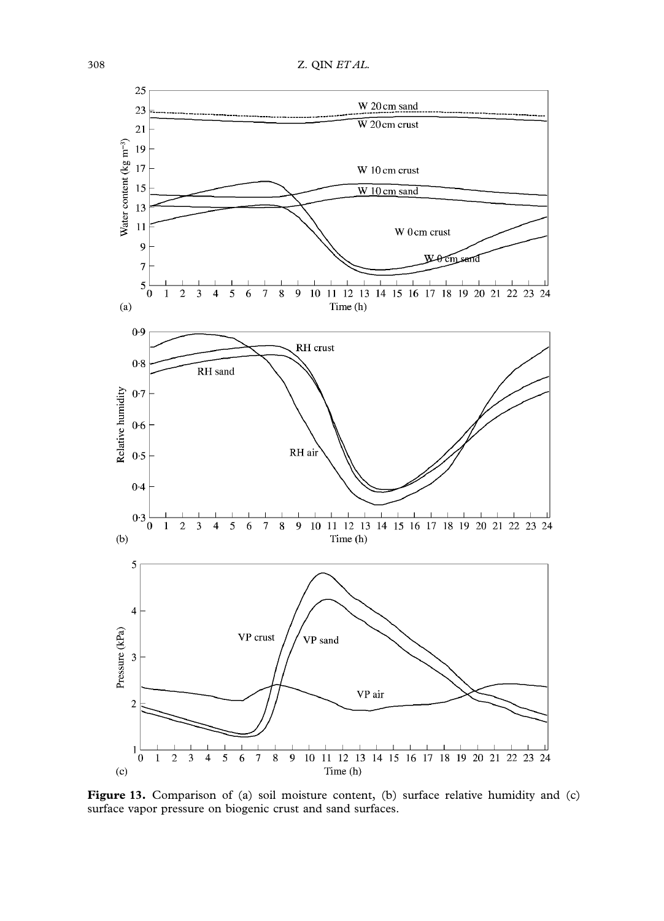**Figure 13.** Comparison of (a) soil moisture content, (b) surface relative humidity and (c) surface vapor pressure on biogenic crust and sand surfaces.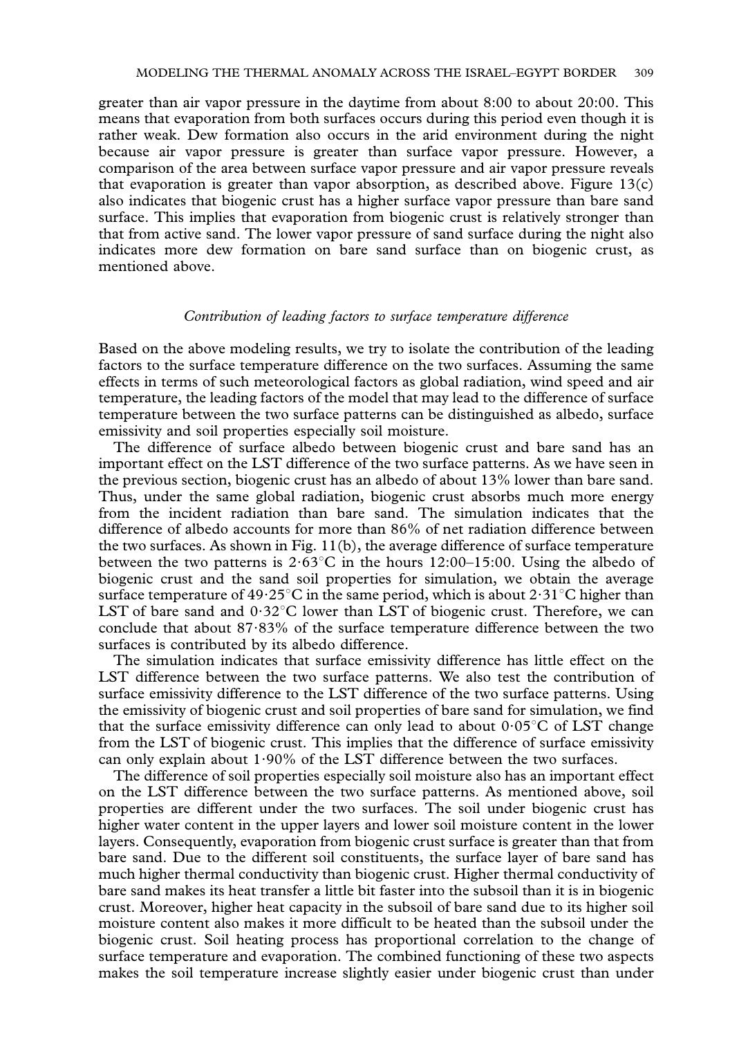greater than air vapor pressure in the daytime from about 8:00 to about 20:00. This means that evaporation from both surfaces occurs during this period even though it is rather weak. Dew formation also occurs in the arid environment during the night because air vapor pressure is greater than surface vapor pressure. However, a comparison of the area between surface vapor pressure and air vapor pressure reveals that evaporation is greater than vapor absorption, as described above. Figure 13(c) also indicates that biogenic crust has a higher surface vapor pressure than bare sand surface. This implies that evaporation from biogenic crust is relatively stronger than that from active sand. The lower vapor pressure of sand surface during the night also indicates more dew formation on bare sand surface than on biogenic crust, as mentioned above.

### *Contribution of leading factors to surface temperature difference*

Based on the above modeling results, we try to isolate the contribution of the leading factors to the surface temperature difference on the two surfaces. Assuming the same effects in terms of such meteorological factors as global radiation, wind speed and air temperature, the leading factors of the model that may lead to the difference of surface temperature between the two surface patterns can be distinguished as albedo, surface emissivity and soil properties especially soil moisture.

The difference of surface albedo between biogenic crust and bare sand has an important effect on the LST difference of the two surface patterns. As we have seen in the previous section, biogenic crust has an albedo of about 13% lower than bare sand. Thus, under the same global radiation, biogenic crust absorbs much more energy from the incident radiation than bare sand. The simulation indicates that the difference of albedo accounts for more than 86% of net radiation difference between the two surfaces. As shown in Fig. 11(b), the average difference of surface temperature between the two patterns is 2·63°C in the hours 12:00–15:00. Using the albedo of biogenic crust and the sand soil properties for simulation, we obtain the average surface temperature of 49·25°C in the same period, which is about 2·31°C higher than LST of bare sand and 0·32°C lower than LST of biogenic crust. Therefore, we can conclude that about 87·83% of the surface temperature difference between the two surfaces is contributed by its albedo difference.

The simulation indicates that surface emissivity difference has little effect on the LST difference between the two surface patterns. We also test the contribution of surface emissivity difference to the LST difference of the two surface patterns. Using the emissivity of biogenic crust and soil properties of bare sand for simulation, we find that the surface emissivity difference can only lead to about 0·05°C of LST change from the LST of biogenic crust. This implies that the difference of surface emissivity can only explain about 1·90% of the LST difference between the two surfaces.

The difference of soil properties especially soil moisture also has an important effect on the LST difference between the two surface patterns. As mentioned above, soil properties are different under the two surfaces. The soil under biogenic crust has higher water content in the upper layers and lower soil moisture content in the lower layers. Consequently, evaporation from biogenic crust surface is greater than that from bare sand. Due to the different soil constituents, the surface layer of bare sand has much higher thermal conductivity than biogenic crust. Higher thermal conductivity of bare sand makes its heat transfer a little bit faster into the subsoil than it is in biogenic crust. Moreover, higher heat capacity in the subsoil of bare sand due to its higher soil moisture content also makes it more difficult to be heated than the subsoil under the biogenic crust. Soil heating process has proportional correlation to the change of surface temperature and evaporation. The combined functioning of these two aspects makes the soil temperature increase slightly easier under biogenic crust than under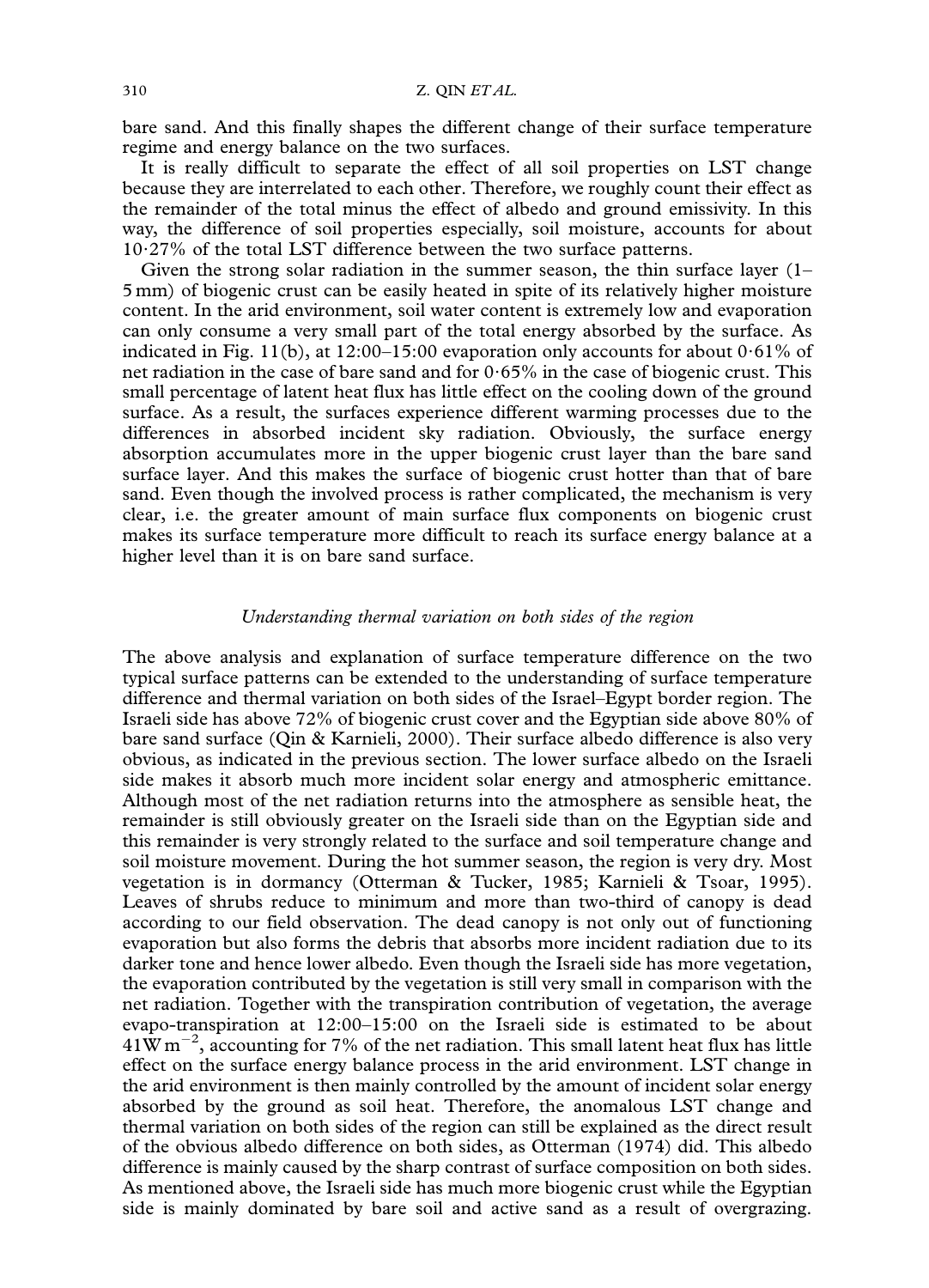bare sand. And this finally shapes the different change of their surface temperature regime and energy balance on the two surfaces.

It is really difficult to separate the effect of all soil properties on LST change because they are interrelated to each other. Therefore, we roughly count their effect as the remainder of the total minus the effect of albedo and ground emissivity. In this way, the difference of soil properties especially, soil moisture, accounts for about 10·27% of the total LST difference between the two surface patterns.

Given the strong solar radiation in the summer season, the thin surface layer (1–5 mm) of biogenic crust can be easily heated in spite of its relatively higher moisture content. In the arid environment, soil water content is extremely low and evaporation can only consume a very small part of the total energy absorbed by the surface. As indicated in Fig. 11(b), at 12:00–15:00 evaporation only accounts for about 0·61% of net radiation in the case of bare sand and for 0·65% in the case of biogenic crust. This small percentage of latent heat flux has little effect on the cooling down of the ground surface. As a result, the surfaces experience different warming processes due to the differences in absorbed incident sky radiation. Obviously, the surface energy absorption accumulates more in the upper biogenic crust layer than the bare sand surface layer. And this makes the surface of biogenic crust hotter than that of bare sand. Even though the involved process is rather complicated, the mechanism is very clear, i.e. the greater amount of main surface flux components on biogenic crust makes its surface temperature more difficult to reach its surface energy balance at a higher level than it is on bare sand surface.

### *Understanding thermal variation on both sides of the region*

The above analysis and explanation of surface temperature difference on the two typical surface patterns can be extended to the understanding of surface temperature difference and thermal variation on both sides of the Israel–Egypt border region. The Israeli side has above 72% of biogenic crust cover and the Egyptian side above 80% of bare sand surface (Qin & Karnieli, 2000). Their surface albedo difference is also very obvious, as indicated in the previous section. The lower surface albedo on the Israeli side makes it absorb much more incident solar energy and atmospheric emittance. Although most of the net radiation returns into the atmosphere as sensible heat, the remainder is still obviously greater on the Israeli side than on the Egyptian side and this remainder is very strongly related to the surface and soil temperature change and soil moisture movement. During the hot summer season, the region is very dry. Most vegetation is in dormancy (Otterman & Tucker, 1985; Karnieli & Tsoar, 1995). Leaves of shrubs reduce to minimum and more than two-third of canopy is dead according to our field observation. The dead canopy is not only out of functioning evaporation but also forms the debris that absorbs more incident radiation due to its darker tone and hence lower albedo. Even though the Israeli side has more vegetation, the evaporation contributed by the vegetation is still very small in comparison with the net radiation. Together with the transpiration contribution of vegetation, the average evapo-transpiration at 12:00–15:00 on the Israeli side is estimated to be about $41 \mathrm{W\,m^{-2}}$, accounting for 7% of the net radiation. This small latent heat flux has little effect on the surface energy balance process in the arid environment. LST change in the arid environment is then mainly controlled by the amount of incident solar energy absorbed by the ground as soil heat. Therefore, the anomalous LST change and thermal variation on both sides of the region can still be explained as the direct result of the obvious albedo difference on both sides, as Otterman (1974) did. This albedo difference is mainly caused by the sharp contrast of surface composition on both sides. As mentioned above, the Israeli side has much more biogenic crust while the Egyptian side is mainly dominated by bare soil and active sand as a result of overgrazing.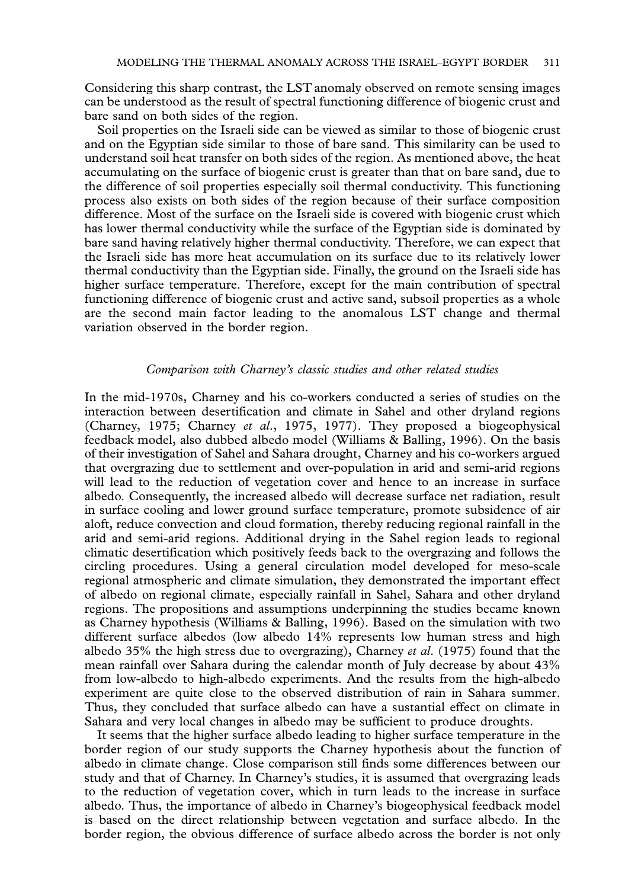Considering this sharp contrast, the LST anomaly observed on remote sensing images can be understood as the result of spectral functioning difference of biogenic crust and bare sand on both sides of the region.

Soil properties on the Israeli side can be viewed as similar to those of biogenic crust and on the Egyptian side similar to those of bare sand. This similarity can be used to understand soil heat transfer on both sides of the region. As mentioned above, the heat accumulating on the surface of biogenic crust is greater than that on bare sand, due to the difference of soil properties especially soil thermal conductivity. This functioning process also exists on both sides of the region because of their surface composition difference. Most of the surface on the Israeli side is covered with biogenic crust which has lower thermal conductivity while the surface of the Egyptian side is dominated by bare sand having relatively higher thermal conductivity. Therefore, we can expect that the Israeli side has more heat accumulation on its surface due to its relatively lower thermal conductivity than the Egyptian side. Finally, the ground on the Israeli side has higher surface temperature. Therefore, except for the main contribution of spectral functioning difference of biogenic crust and active sand, subsoil properties as a whole are the second main factor leading to the anomalous LST change and thermal variation observed in the border region.

### *Comparison with Charney's classic studies and other related studies*

In the mid-1970s, Charney and his co-workers conducted a series of studies on the interaction between desertification and climate in Sahel and other dryland regions (Charney, 1975; Charney *et al.*, 1975, 1977). They proposed a biogeophysical feedback model, also dubbed albedo model (Williams & Balling, 1996). On the basis of their investigation of Sahel and Sahara drought, Charney and his co-workers argued that overgrazing due to settlement and over-population in arid and semi-arid regions will lead to the reduction of vegetation cover and hence to an increase in surface albedo. Consequently, the increased albedo will decrease surface net radiation, result in surface cooling and lower ground surface temperature, promote subsidence of air aloft, reduce convection and cloud formation, thereby reducing regional rainfall in the arid and semi-arid regions. Additional drying in the Sahel region leads to regional climatic desertification which positively feeds back to the overgrazing and follows the circling procedures. Using a general circulation model developed for meso-scale regional atmospheric and climate simulation, they demonstrated the important effect of albedo on regional climate, especially rainfall in Sahel, Sahara and other dryland regions. The propositions and assumptions underpinning the studies became known as Charney hypothesis (Williams & Balling, 1996). Based on the simulation with two different surface albedos (low albedo 14% represents low human stress and high albedo 35% the high stress due to overgrazing), Charney *et al.* (1975) found that the mean rainfall over Sahara during the calendar month of July decrease by about 43% from low-albedo to high-albedo experiments. And the results from the high-albedo experiment are quite close to the observed distribution of rain in Sahara summer. Thus, they concluded that surface albedo can have a sustantial effect on climate in Sahara and very local changes in albedo may be sufficient to produce droughts.

It seems that the higher surface albedo leading to higher surface temperature in the border region of our study supports the Charney hypothesis about the function of albedo in climate change. Close comparison still finds some differences between our study and that of Charney. In Charney's studies, it is assumed that overgrazing leads to the reduction of vegetation cover, which in turn leads to the increase in surface albedo. Thus, the importance of albedo in Charney's biogeophysical feedback model is based on the direct relationship between vegetation and surface albedo. In the border region, the obvious difference of surface albedo across the border is not only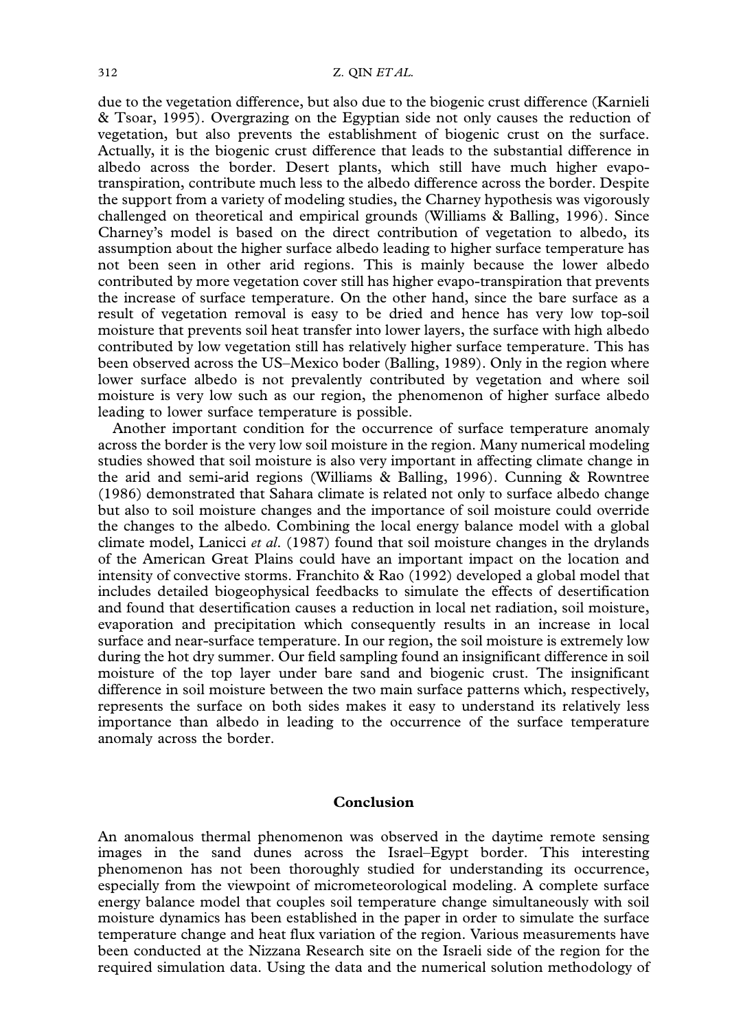due to the vegetation difference, but also due to the biogenic crust difference (Karnieli & Tsoar, 1995). Overgrazing on the Egyptian side not only causes the reduction of vegetation, but also prevents the establishment of biogenic crust on the surface. Actually, it is the biogenic crust difference that leads to the substantial difference in albedo across the border. Desert plants, which still have much higher evapo-transpiration, contribute much less to the albedo difference across the border. Despite the support from a variety of modeling studies, the Charney hypothesis was vigorously challenged on theoretical and empirical grounds (Williams & Balling, 1996). Since Charney's model is based on the direct contribution of vegetation to albedo, its assumption about the higher surface albedo leading to higher surface temperature has not been seen in other arid regions. This is mainly because the lower albedo contributed by more vegetation cover still has higher evapo-transpiration that prevents the increase of surface temperature. On the other hand, since the bare surface as a result of vegetation removal is easy to be dried and hence has very low top-soil moisture that prevents soil heat transfer into lower layers, the surface with high albedo contributed by low vegetation still has relatively higher surface temperature. This has been observed across the US–Mexico boder (Balling, 1989). Only in the region where lower surface albedo is not prevalently contributed by vegetation and where soil moisture is very low such as our region, the phenomenon of higher surface albedo leading to lower surface temperature is possible.

Another important condition for the occurrence of surface temperature anomaly across the border is the very low soil moisture in the region. Many numerical modeling studies showed that soil moisture is also very important in affecting climate change in the arid and semi-arid regions (Williams & Balling, 1996). Cunning & Rowntree (1986) demonstrated that Sahara climate is related not only to surface albedo change but also to soil moisture changes and the importance of soil moisture could override the changes to the albedo. Combining the local energy balance model with a global climate model, Lanicci *et al*. (1987) found that soil moisture changes in the drylands of the American Great Plains could have an important impact on the location and intensity of convective storms. Franchito & Rao (1992) developed a global model that includes detailed biogeophysical feedbacks to simulate the effects of desertification and found that desertification causes a reduction in local net radiation, soil moisture, evaporation and precipitation which consequently results in an increase in local surface and near-surface temperature. In our region, the soil moisture is extremely low during the hot dry summer. Our field sampling found an insignificant difference in soil moisture of the top layer under bare sand and biogenic crust. The insignificant difference in soil moisture between the two main surface patterns which, respectively, represents the surface on both sides makes it easy to understand its relatively less importance than albedo in leading to the occurrence of the surface temperature anomaly across the border.

## Conclusion

An anomalous thermal phenomenon was observed in the daytime remote sensing images in the sand dunes across the Israel–Egypt border. This interesting phenomenon has not been thoroughly studied for understanding its occurrence, especially from the viewpoint of micrometeorological modeling. A complete surface energy balance model that couples soil temperature change simultaneously with soil moisture dynamics has been established in the paper in order to simulate the surface temperature change and heat flux variation of the region. Various measurements have been conducted at the Nizzana Research site on the Israeli side of the region for the required simulation data. Using the data and the numerical solution methodology of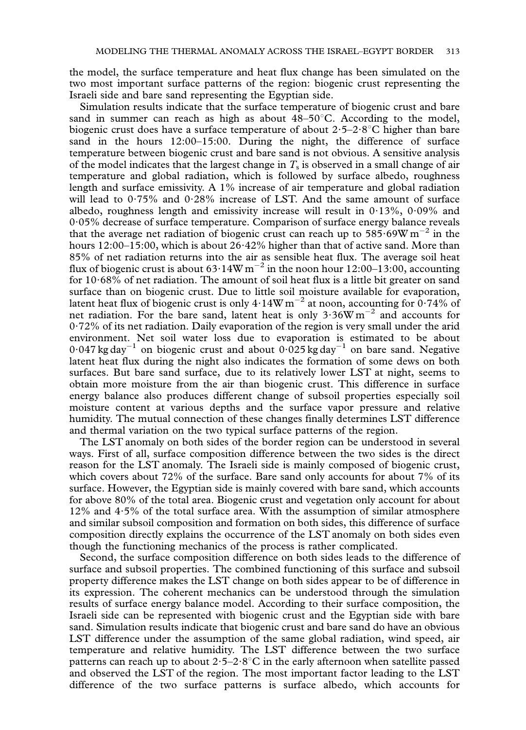the model, the surface temperature and heat flux change has been simulated on the two most important surface patterns of the region: biogenic crust representing the Israeli side and bare sand representing the Egyptian side.

Simulation results indicate that the surface temperature of biogenic crust and bare sand in summer can reach as high as about 48–50°C. According to the model, biogenic crust does have a surface temperature of about 2·5–2·8°C higher than bare sand in the hours 12:00–15:00. During the night, the difference of surface temperature between biogenic crust and bare sand is not obvious. A sensitive analysis of the model indicates that the largest change in $T_s$ is observed in a small change of air temperature and global radiation, which is followed by surface albedo, roughness length and surface emissivity. A 1% increase of air temperature and global radiation will lead to 0·75% and 0·28% increase of LST. And the same amount of surface albedo, roughness length and emissivity increase will result in 0·13%, 0·09% and 0·05% decrease of surface temperature. Comparison of surface energy balance reveals that the average net radiation of biogenic crust can reach up to 585·69 W m$^{-2}$ in the hours 12:00–15:00, which is about 26·42% higher than that of active sand. More than 85% of net radiation returns into the air as sensible heat flux. The average soil heat flux of biogenic crust is about 63·14 W m$^{-2}$ in the noon hour 12:00–13:00, accounting for 10·68% of net radiation. The amount of soil heat flux is a little bit greater on sand surface than on biogenic crust. Due to little soil moisture available for evaporation, latent heat flux of biogenic crust is only 4·14 W m$^{-2}$ at noon, accounting for 0·74% of net radiation. For the bare sand, latent heat is only 3·36 W m$^{-2}$ and accounts for 0·72% of its net radiation. Daily evaporation of the region is very small under the arid environment. Net soil water loss due to evaporation is estimated to be about 0·047 kg day$^{-1}$ on biogenic crust and about 0·025 kg day$^{-1}$ on bare sand. Negative latent heat flux during the night also indicates the formation of some dews on both surfaces. But bare sand surface, due to its relatively lower LST at night, seems to obtain more moisture from the air than biogenic crust. This difference in surface energy balance also produces different change of subsoil properties especially soil moisture content at various depths and the surface vapor pressure and relative humidity. The mutual connection of these changes finally determines LST difference and thermal variation on the two typical surface patterns of the region.

The LST anomaly on both sides of the border region can be understood in several ways. First of all, surface composition difference between the two sides is the direct reason for the LST anomaly. The Israeli side is mainly composed of biogenic crust, which covers about 72% of the surface. Bare sand only accounts for about 7% of its surface. However, the Egyptian side is mainly covered with bare sand, which accounts for above 80% of the total area. Biogenic crust and vegetation only account for about 12% and 4·5% of the total surface area. With the assumption of similar atmosphere and similar subsoil composition and formation on both sides, this difference of surface composition directly explains the occurrence of the LST anomaly on both sides even though the functioning mechanics of the process is rather complicated.

Second, the surface composition difference on both sides leads to the difference of surface and subsoil properties. The combined functioning of this surface and subsoil property difference makes the LST change on both sides appear to be of difference in its expression. The coherent mechanics can be understood through the simulation results of surface energy balance model. According to their surface composition, the Israeli side can be represented with biogenic crust and the Egyptian side with bare sand. Simulation results indicate that biogenic crust and bare sand do have an obvious LST difference under the assumption of the same global radiation, wind speed, air temperature and relative humidity. The LST difference between the two surface patterns can reach up to about 2·5–2·8°C in the early afternoon when satellite passed and observed the LST of the region. The most important factor leading to the LST difference of the two surface patterns is surface albedo, which accounts for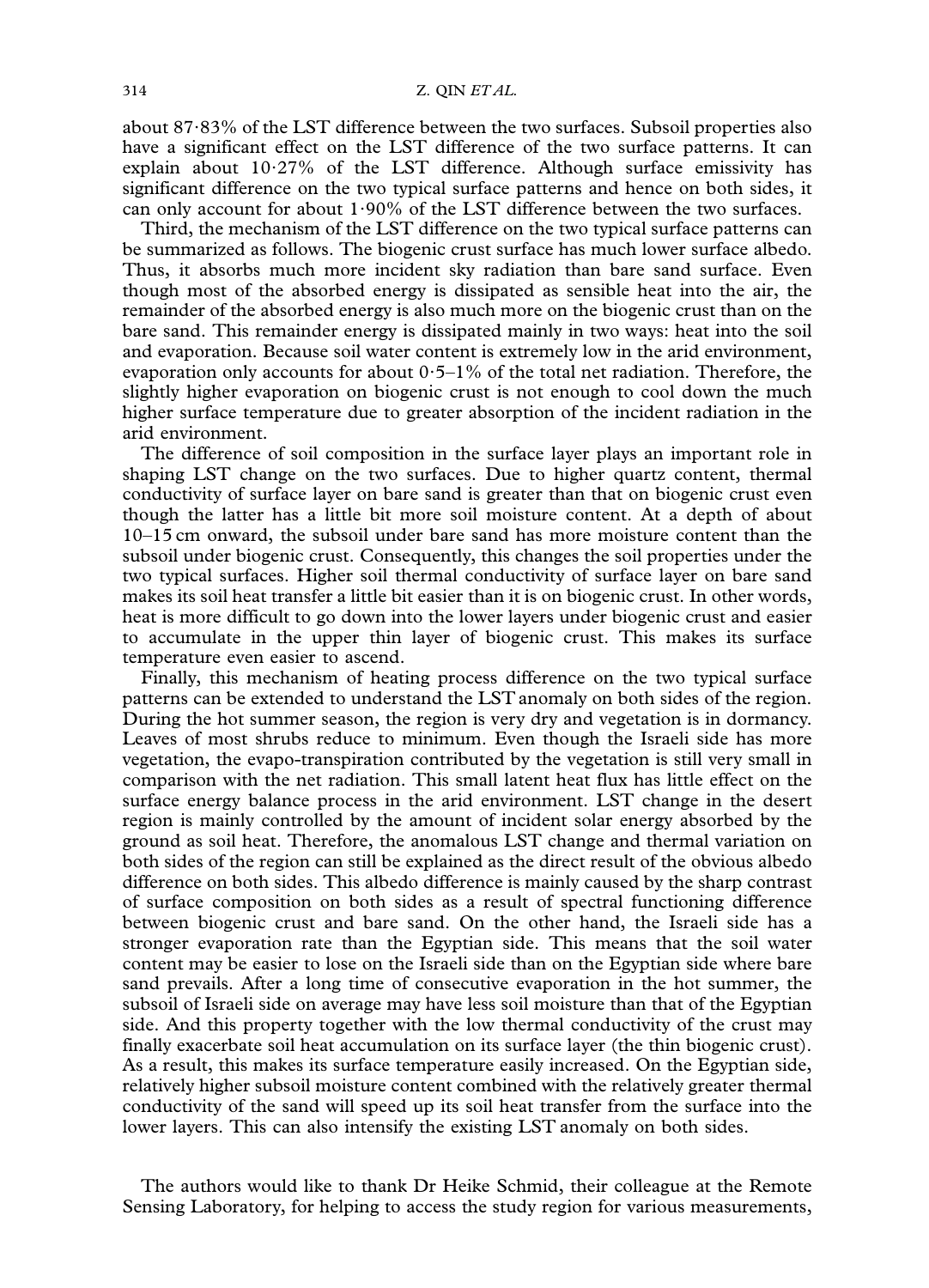about 87·83% of the LST difference between the two surfaces. Subsoil properties also have a significant effect on the LST difference of the two surface patterns. It can explain about 10·27% of the LST difference. Although surface emissivity has significant difference on the two typical surface patterns and hence on both sides, it can only account for about 1·90% of the LST difference between the two surfaces.

Third, the mechanism of the LST difference on the two typical surface patterns can be summarized as follows. The biogenic crust surface has much lower surface albedo. Thus, it absorbs much more incident sky radiation than bare sand surface. Even though most of the absorbed energy is dissipated as sensible heat into the air, the remainder of the absorbed energy is also much more on the biogenic crust than on the bare sand. This remainder energy is dissipated mainly in two ways: heat into the soil and evaporation. Because soil water content is extremely low in the arid environment, evaporation only accounts for about 0·5–1% of the total net radiation. Therefore, the slightly higher evaporation on biogenic crust is not enough to cool down the much higher surface temperature due to greater absorption of the incident radiation in the arid environment.

The difference of soil composition in the surface layer plays an important role in shaping LST change on the two surfaces. Due to higher quartz content, thermal conductivity of surface layer on bare sand is greater than that on biogenic crust even though the latter has a little bit more soil moisture content. At a depth of about 10–15 cm onward, the subsoil under bare sand has more moisture content than the subsoil under biogenic crust. Consequently, this changes the soil properties under the two typical surfaces. Higher soil thermal conductivity of surface layer on bare sand makes its soil heat transfer a little bit easier than it is on biogenic crust. In other words, heat is more difficult to go down into the lower layers under biogenic crust and easier to accumulate in the upper thin layer of biogenic crust. This makes its surface temperature even easier to ascend.

Finally, this mechanism of heating process difference on the two typical surface patterns can be extended to understand the LST anomaly on both sides of the region. During the hot summer season, the region is very dry and vegetation is in dormancy. Leaves of most shrubs reduce to minimum. Even though the Israeli side has more vegetation, the evapo-transpiration contributed by the vegetation is still very small in comparison with the net radiation. This small latent heat flux has little effect on the surface energy balance process in the arid environment. LST change in the desert region is mainly controlled by the amount of incident solar energy absorbed by the ground as soil heat. Therefore, the anomalous LST change and thermal variation on both sides of the region can still be explained as the direct result of the obvious albedo difference on both sides. This albedo difference is mainly caused by the sharp contrast of surface composition on both sides as a result of spectral functioning difference between biogenic crust and bare sand. On the other hand, the Israeli side has a stronger evaporation rate than the Egyptian side. This means that the soil water content may be easier to lose on the Israeli side than on the Egyptian side where bare sand prevails. After a long time of consecutive evaporation in the hot summer, the subsoil of Israeli side on average may have less soil moisture than that of the Egyptian side. And this property together with the low thermal conductivity of the crust may finally exacerbate soil heat accumulation on its surface layer (the thin biogenic crust). As a result, this makes its surface temperature easily increased. On the Egyptian side, relatively higher subsoil moisture content combined with the relatively greater thermal conductivity of the sand will speed up its soil heat transfer from the surface into the lower layers. This can also intensify the existing LST anomaly on both sides.

The authors would like to thank Dr Heike Schmid, their colleague at the Remote Sensing Laboratory, for helping to access the study region for various measurements,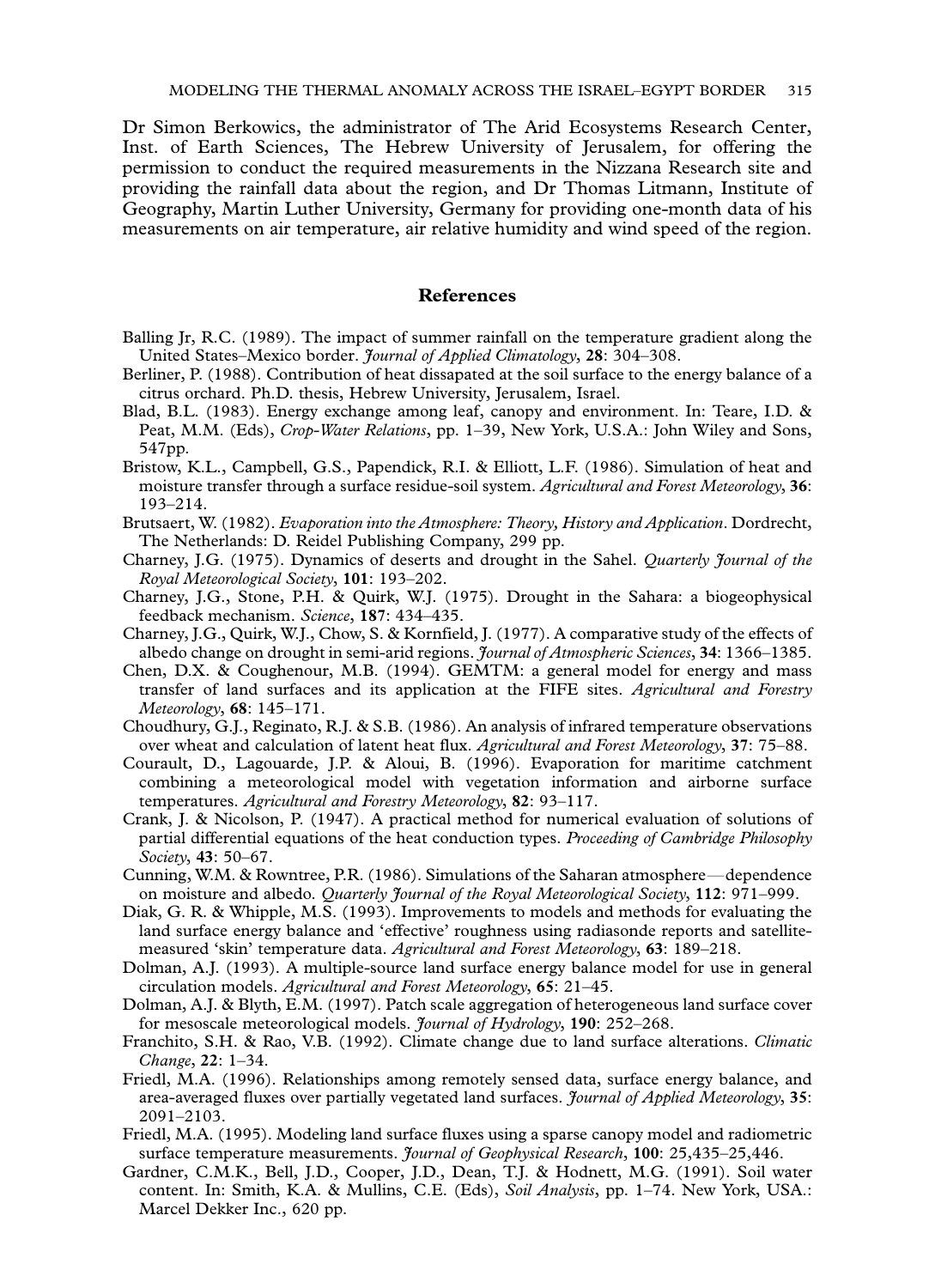Dr Simon Berkowics, the administrator of The Arid Ecosystems Research Center, Inst. of Earth Sciences, The Hebrew University of Jerusalem, for offering the permission to conduct the required measurements in the Nizzana Research site and providing the rainfall data about the region, and Dr Thomas Litmann, Institute of Geography, Martin Luther University, Germany for providing one-month data of his measurements on air temperature, air relative humidity and wind speed of the region.

## References

Balling Jr, R.C. (1989). The impact of summer rainfall on the temperature gradient along the United States–Mexico border. *Journal of Applied Climatology*, **28**: 304–308.

Berliner, P. (1988). Contribution of heat dissapated at the soil surface to the energy balance of a citrus orchard. Ph.D. thesis, Hebrew University, Jerusalem, Israel.

Blad, B.L. (1983). Energy exchange among leaf, canopy and environment. In: Teare, I.D. & Peat, M.M. (Eds), *Crop-Water Relations*, pp. 1–39, New York, U.S.A.: John Wiley and Sons, 547pp.

Bristow, K.L., Campbell, G.S., Papendick, R.I. & Elliott, L.F. (1986). Simulation of heat and moisture transfer through a surface residue-soil system. *Agricultural and Forest Meteorology*, **36**: 193–214.

Brutsaert, W. (1982). *Evaporation into the Atmosphere: Theory, History and Application*. Dordrecht, The Netherlands: D. Reidel Publishing Company, 299 pp.

Charney, J.G. (1975). Dynamics of deserts and drought in the Sahel. *Quarterly Journal of the Royal Meteorological Society*, **101**: 193–202.

Charney, J.G., Stone, P.H. & Quirk, W.J. (1975). Drought in the Sahara: a biogeophysical feedback mechanism. *Science*, **187**: 434–435.

Charney, J.G., Quirk, W.J., Chow, S. & Kornfield, J. (1977). A comparative study of the effects of albedo change on drought in semi-arid regions. *Journal of Atmospheric Sciences*, **34**: 1366–1385.

Chen, D.X. & Coughenour, M.B. (1994). GEMTM: a general model for energy and mass transfer of land surfaces and its application at the FIFE sites. *Agricultural and Forestry Meteorology*, **68**: 145–171.

Choudhury, G.J., Reginato, R.J. & S.B. (1986). An analysis of infrared temperature observations over wheat and calculation of latent heat flux. *Agricultural and Forest Meteorology*, **37**: 75–88.

Courault, D., Lagouarde, J.P. & Aloui, B. (1996). Evaporation for maritime catchment combining a meteorological model with vegetation information and airborne surface temperatures. *Agricultural and Forestry Meteorology*, **82**: 93–117.

Crank, J. & Nicolson, P. (1947). A practical method for numerical evaluation of solutions of partial differential equations of the heat conduction types. *Proceeding of Cambridge Philosophy Society*, **43**: 50–67.

Cunning, W.M. & Rowntree, P.R. (1986). Simulations of the Saharan atmosphere—dependence on moisture and albedo. *Quarterly Journal of the Royal Meteorological Society*, **112**: 971–999.

Diak, G. R. & Whipple, M.S. (1993). Improvements to models and methods for evaluating the land surface energy balance and 'effective' roughness using radiasonde reports and satellite-measured 'skin' temperature data. *Agricultural and Forest Meteorology*, **63**: 189–218.

Dolman, A.J. (1993). A multiple-source land surface energy balance model for use in general circulation models. *Agricultural and Forest Meteorology*, **65**: 21–45.

Dolman, A.J. & Blyth, E.M. (1997). Patch scale aggregation of heterogeneous land surface cover for mesoscale meteorological models. *Journal of Hydrology*, **190**: 252–268.

Franchito, S.H. & Rao, V.B. (1992). Climate change due to land surface alterations. *Climatic Change*, **22**: 1–34.

Friedl, M.A. (1996). Relationships among remotely sensed data, surface energy balance, and area-averaged fluxes over partially vegetated land surfaces. *Journal of Applied Meteorology*, **35**: 2091–2103.

Friedl, M.A. (1995). Modeling land surface fluxes using a sparse canopy model and radiometric surface temperature measurements. *Journal of Geophysical Research*, **100**: 25,435–25,446.

Gardner, C.M.K., Bell, J.D., Cooper, J.D., Dean, T.J. & Hodnett, M.G. (1991). Soil water content. In: Smith, K.A. & Mullins, C.E. (Eds), *Soil Analysis*, pp. 1–74. New York, USA.: Marcel Dekker Inc., 620 pp.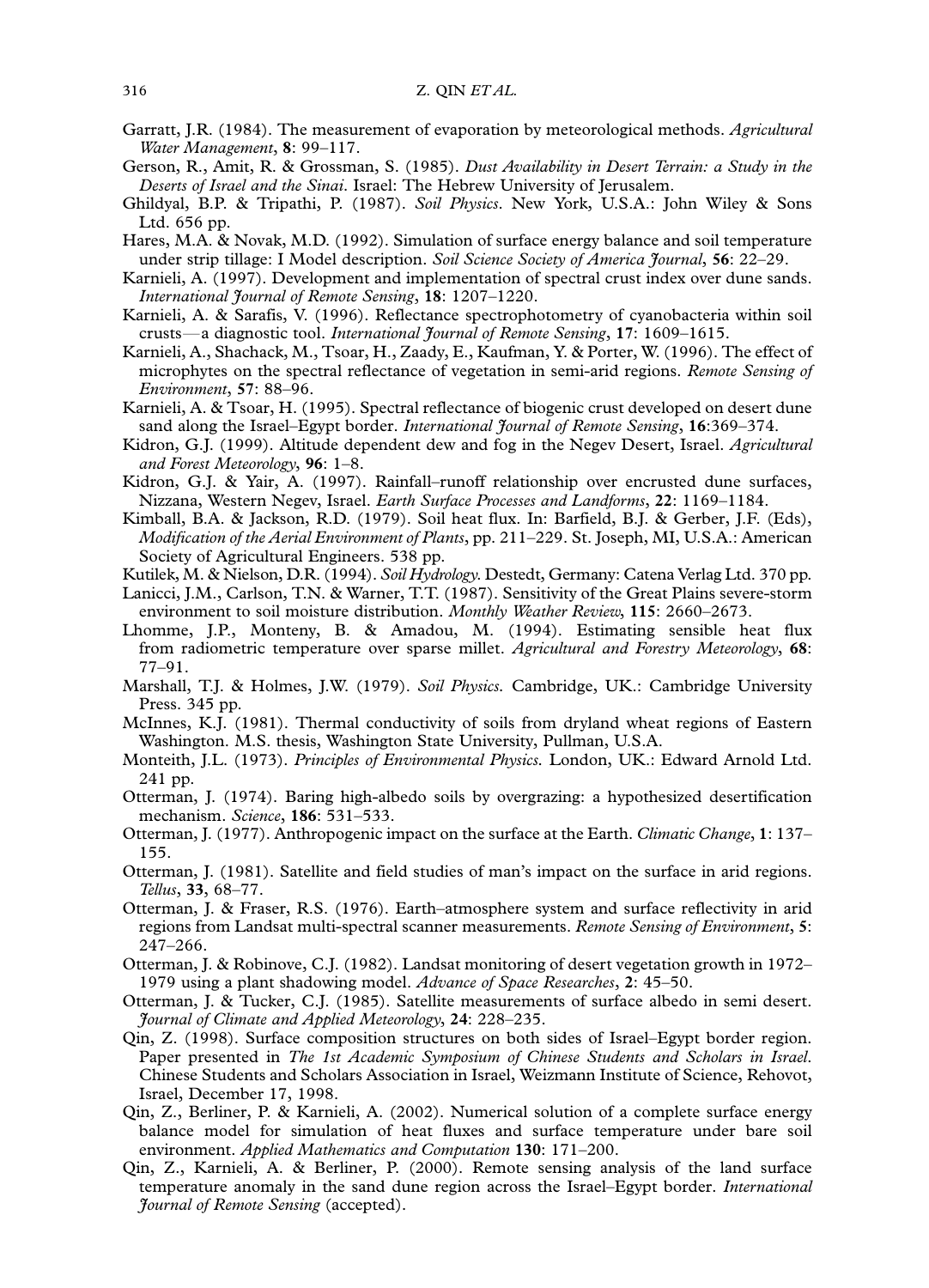Garratt, J.R. (1984). The measurement of evaporation by meteorological methods. *Agricultural Water Management*, **8**: 99–117.

Gerson, R., Amit, R. & Grossman, S. (1985). *Dust Availability in Desert Terrain: a Study in the Deserts of Israel and the Sinai*. Israel: The Hebrew University of Jerusalem.

Ghildyal, B.P. & Tripathi, P. (1987). *Soil Physics*. New York, U.S.A.: John Wiley & Sons Ltd. 656 pp.

Hares, M.A. & Novak, M.D. (1992). Simulation of surface energy balance and soil temperature under strip tillage: I Model description. *Soil Science Society of America Journal*, **56**: 22–29.

Karnieli, A. (1997). Development and implementation of spectral crust index over dune sands. *International Journal of Remote Sensing*, **18**: 1207–1220.

Karnieli, A. & Sarafis, V. (1996). Reflectance spectrophotometry of cyanobacteria within soil crusts—a diagnostic tool. *International Journal of Remote Sensing*, **17**: 1609–1615.

Karnieli, A., Shachack, M., Tsoar, H., Zaady, E., Kaufman, Y. & Porter, W. (1996). The effect of microphytes on the spectral reflectance of vegetation in semi-arid regions. *Remote Sensing of Environment*, **57**: 88–96.

Karnieli, A. & Tsoar, H. (1995). Spectral reflectance of biogenic crust developed on desert dune sand along the Israel–Egypt border. *International Journal of Remote Sensing*, **16**:369–374.

Kidron, G.J. (1999). Altitude dependent dew and fog in the Negev Desert, Israel. *Agricultural and Forest Meteorology*, **96**: 1–8.

Kidron, G.J. & Yair, A. (1997). Rainfall–runoff relationship over encrusted dune surfaces, Nizzana, Western Negev, Israel. *Earth Surface Processes and Landforms*, **22**: 1169–1184.

Kimball, B.A. & Jackson, R.D. (1979). Soil heat flux. In: Barfield, B.J. & Gerber, J.F. (Eds), *Modification of the Aerial Environment of Plants*, pp. 211–229. St. Joseph, MI, U.S.A.: American Society of Agricultural Engineers. 538 pp.

Kutilek, M. & Nielson, D.R. (1994). *Soil Hydrology.* Destedt, Germany: Catena Verlag Ltd. 370 pp.

Lanicci, J.M., Carlson, T.N. & Warner, T.T. (1987). Sensitivity of the Great Plains severe-storm environment to soil moisture distribution. *Monthly Weather Review*, **115**: 2660–2673.

Lhomme, J.P., Monteny, B. & Amadou, M. (1994). Estimating sensible heat flux from radiometric temperature over sparse millet. *Agricultural and Forestry Meteorology*, **68**: 77–91.

Marshall, T.J. & Holmes, J.W. (1979). *Soil Physics.* Cambridge, UK.: Cambridge University Press. 345 pp.

McInnes, K.J. (1981). Thermal conductivity of soils from dryland wheat regions of Eastern Washington. M.S. thesis, Washington State University, Pullman, U.S.A.

Monteith, J.L. (1973). *Principles of Environmental Physics.* London, UK.: Edward Arnold Ltd. 241 pp.

Otterman, J. (1974). Baring high-albedo soils by overgrazing: a hypothesized desertification mechanism. *Science*, **186**: 531–533.

Otterman, J. (1977). Anthropogenic impact on the surface at the Earth. *Climatic Change*, **1**: 137–155.

Otterman, J. (1981). Satellite and field studies of man's impact on the surface in arid regions. *Tellus*, **33**, 68–77.

Otterman, J. & Fraser, R.S. (1976). Earth–atmosphere system and surface reflectivity in arid regions from Landsat multi-spectral scanner measurements. *Remote Sensing of Environment*, **5**: 247–266.

Otterman, J. & Robinove, C.J. (1982). Landsat monitoring of desert vegetation growth in 1972–1979 using a plant shadowing model. *Advance of Space Researches*, **2**: 45–50.

Otterman, J. & Tucker, C.J. (1985). Satellite measurements of surface albedo in semi desert. *Journal of Climate and Applied Meteorology*, **24**: 228–235.

Qin, Z. (1998). Surface composition structures on both sides of Israel–Egypt border region. Paper presented in *The 1st Academic Symposium of Chinese Students and Scholars in Israel*. Chinese Students and Scholars Association in Israel, Weizmann Institute of Science, Rehovot, Israel, December 17, 1998.

Qin, Z., Berliner, P. & Karnieli, A. (2002). Numerical solution of a complete surface energy balance model for simulation of heat fluxes and surface temperature under bare soil environment. *Applied Mathematics and Computation* **130**: 171–200.

Qin, Z., Karnieli, A. & Berliner, P. (2000). Remote sensing analysis of the land surface temperature anomaly in the sand dune region across the Israel–Egypt border. *International Journal of Remote Sensing* (accepted).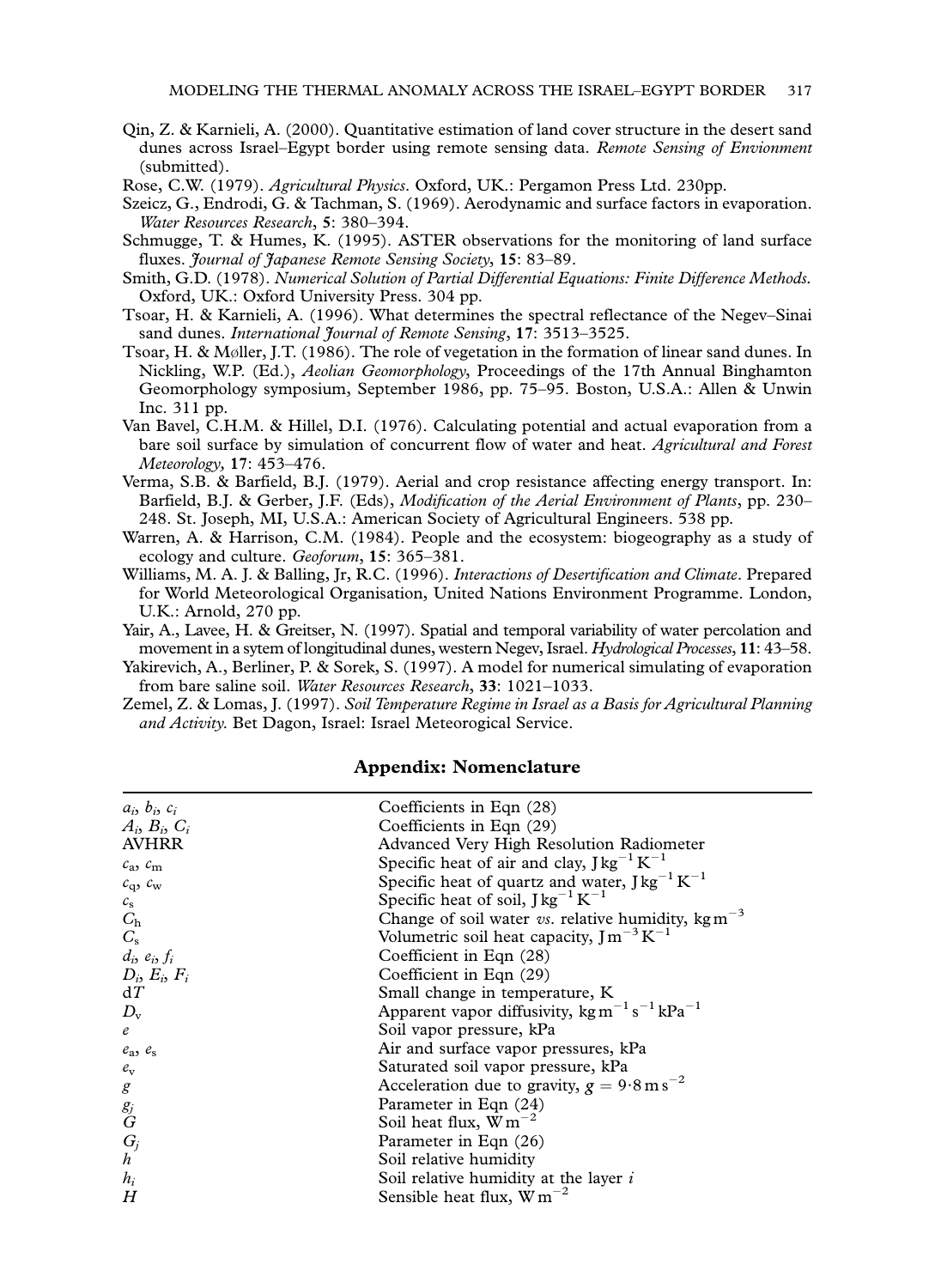Qin, Z. & Karnieli, A. (2000). Quantitative estimation of land cover structure in the desert sand dunes across Israel–Egypt border using remote sensing data. *Remote Sensing of Envionment* (submitted).

Rose, C.W. (1979). *Agricultural Physics*. Oxford, UK.: Pergamon Press Ltd. 230pp.

Szeicz, G., Endrodi, G. & Tachman, S. (1969). Aerodynamic and surface factors in evaporation. *Water Resources Research*, **5**: 380–394.

Schmugge, T. & Humes, K. (1995). ASTER observations for the monitoring of land surface fluxes. *Journal of Japanese Remote Sensing Society*, **15**: 83–89.

Smith, G.D. (1978). *Numerical Solution of Partial Differential Equations: Finite Difference Methods*. Oxford, UK.: Oxford University Press. 304 pp.

Tsoar, H. & Karnieli, A. (1996). What determines the spectral reflectance of the Negev–Sinai sand dunes. *International Journal of Remote Sensing*, **17**: 3513–3525.

Tsoar, H. & Møller, J.T. (1986). The role of vegetation in the formation of linear sand dunes. In Nickling, W.P. (Ed.), *Aeolian Geomorphology*, Proceedings of the 17th Annual Binghamton Geomorphology symposium, September 1986, pp. 75–95. Boston, U.S.A.: Allen & Unwin Inc. 311 pp.

Van Bavel, C.H.M. & Hillel, D.I. (1976). Calculating potential and actual evaporation from a bare soil surface by simulation of concurrent flow of water and heat. *Agricultural and Forest Meteorology*, **17**: 453–476.

Verma, S.B. & Barfield, B.J. (1979). Aerial and crop resistance affecting energy transport. In: Barfield, B.J. & Gerber, J.F. (Eds), *Modification of the Aerial Environment of Plants*, pp. 230–248. St. Joseph, MI, U.S.A.: American Society of Agricultural Engineers. 538 pp.

Warren, A. & Harrison, C.M. (1984). People and the ecosystem: biogeography as a study of ecology and culture. *Geoforum*, **15**: 365–381.

Williams, M. A. J. & Balling, Jr, R.C. (1996). *Interactions of Desertification and Climate*. Prepared for World Meteorological Organisation, United Nations Environment Programme. London, U.K.: Arnold, 270 pp.

Yair, A., Lavee, H. & Greitser, N. (1997). Spatial and temporal variability of water percolation and movement in a sytem of longitudinal dunes, western Negev, Israel. *Hydrological Processes*, **11**: 43–58.

Yakirevich, A., Berliner, P. & Sorek, S. (1997). A model for numerical simulating of evaporation from bare saline soil. *Water Resources Research*, **33**: 1021–1033.

Zemel, Z. & Lomas, J. (1997). *Soil Temperature Regime in Israel as a Basis for Agricultural Planning and Activity*. Bet Dagon, Israel: Israel Meteorogical Service.

## Appendix: Nomenclature

| | |
|---|---|
| $a_i$, $b_i$, $c_i$ | Coefficients in Eqn (28) |
| $A_i$, $B_i$, $C_i$ | Coefficients in Eqn (29) |
| AVHRR | Advanced Very High Resolution Radiometer |
| $c_a$, $c_m$ | Specific heat of air and clay, $\mathrm{J\,kg^{-1}\,K^{-1}}$ |
| $c_q$, $c_w$ | Specific heat of quartz and water, $\mathrm{J\,kg^{-1}\,K^{-1}}$ |
| $c_s$ | Specific heat of soil, $\mathrm{J\,kg^{-1}\,K^{-1}}$ |
| $C_h$ | Change of soil water *vs.* relative humidity, $\mathrm{kg\,m^{-3}}$ |
| $C_s$ | Volumetric soil heat capacity, $\mathrm{J\,m^{-3}\,K^{-1}}$ |
| $d_i$, $e_i$, $f_i$ | Coefficient in Eqn (28) |
| $D_i$, $E_i$, $F_i$ | Coefficient in Eqn (29) |
| $\mathrm{d}T$ | Small change in temperature, K |
| $D_v$ | Apparent vapor diffusivity, $\mathrm{kg\,m^{-1}\,s^{-1}\,kPa^{-1}}$ |
| $e$ | Soil vapor pressure, kPa |
| $e_a$, $e_s$ | Air and surface vapor pressures, kPa |
| $e_v$ | Saturated soil vapor pressure, kPa |
| $g$ | Acceleration due to gravity, $g = 9{\cdot}8\,\mathrm{m\,s^{-2}}$ |
| $g_j$ | Parameter in Eqn (24) |
| $G$ | Soil heat flux, $\mathrm{W\,m^{-2}}$ |
| $G_j$ | Parameter in Eqn (26) |
| $h$ | Soil relative humidity |
| $h_i$ | Soil relative humidity at the layer $i$ |
| $H$ | Sensible heat flux, $\mathrm{W\,m^{-2}}$ |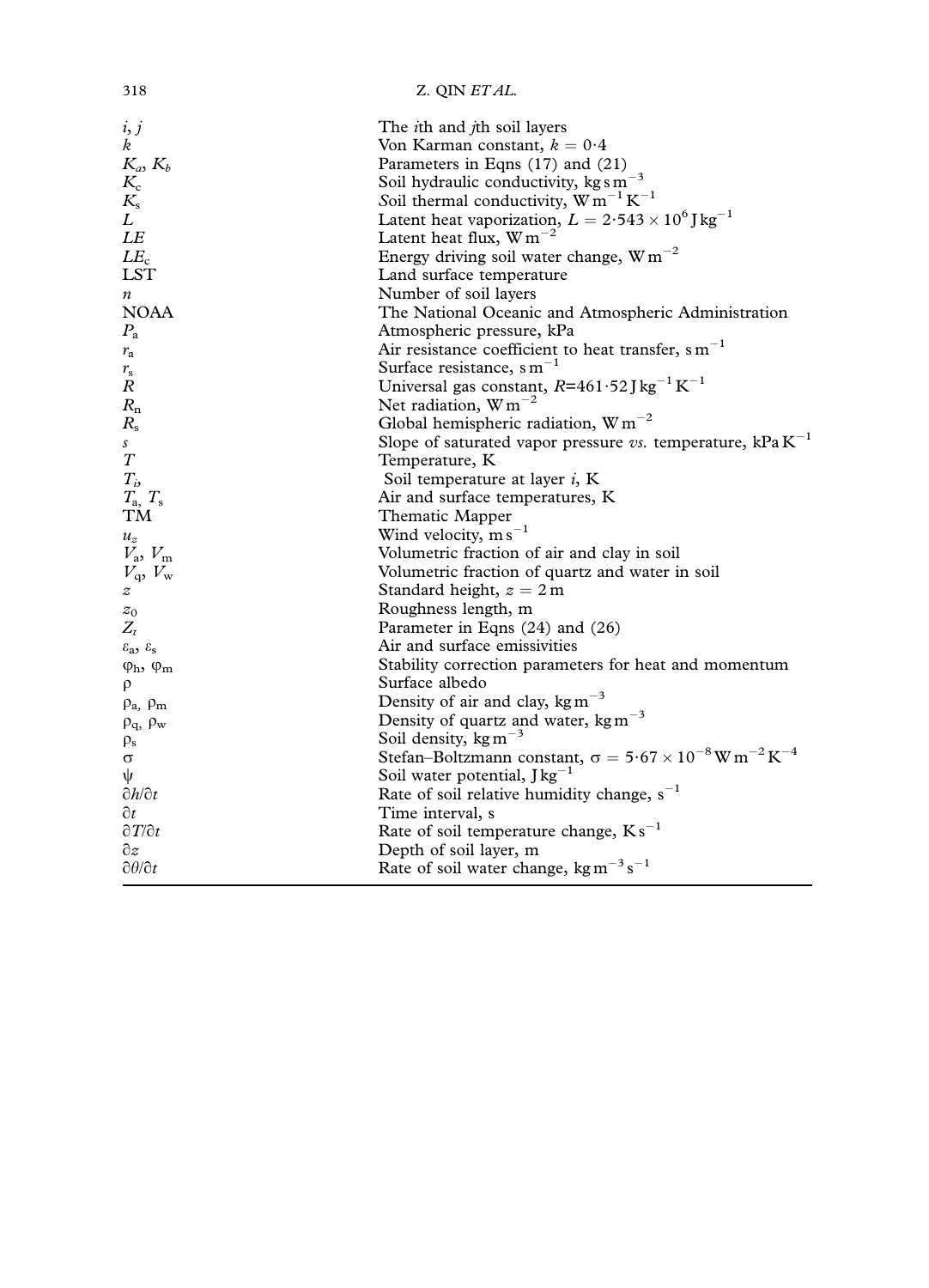| | |
|---|---|
| $i$, $j$ | The $i$th and $j$th soil layers |
| $k$ | Von Karman constant, $k = 0{\cdot}4$ |
| $K_a$, $K_b$ | Parameters in Eqns (17) and (21) |
| $K_c$ | Soil hydraulic conductivity, $\mathrm{kg\,s\,m^{-3}}$ |
| $K_s$ | Soil thermal conductivity, $\mathrm{W\,m^{-1}\,K^{-1}}$ |
| $L$ | Latent heat vaporization, $L = 2{\cdot}543 \times 10^{6}\,\mathrm{J\,kg^{-1}}$ |
| $LE$ | Latent heat flux, $\mathrm{W\,m^{-2}}$ |
| $LE_c$ | Energy driving soil water change, $\mathrm{W\,m^{-2}}$ |
| LST | Land surface temperature |
| $n$ | Number of soil layers |
| NOAA | The National Oceanic and Atmospheric Administration |
| $P_a$ | Atmospheric pressure, kPa |
| $r_a$ | Air resistance coefficient to heat transfer, $\mathrm{s\,m^{-1}}$ |
| $r_s$ | Surface resistance, $\mathrm{s\,m^{-1}}$ |
| $R$ | Universal gas constant, $R$=$461{\cdot}52\,\mathrm{J\,kg^{-1}\,K^{-1}}$ |
| $R_n$ | Net radiation, $\mathrm{W\,m^{-2}}$ |
| $R_s$ | Global hemispheric radiation, $\mathrm{W\,m^{-2}}$ |
| $s$ | Slope of saturated vapor pressure *vs.* temperature, $\mathrm{kPa\,K^{-1}}$ |
| $T$ | Temperature, K |
| $T_i$ | Soil temperature at layer $i$, K |
| $T_a$, $T_s$ | Air and surface temperatures, K |
| TM | Thematic Mapper |
| $u_z$ | Wind velocity, $\mathrm{m\,s^{-1}}$ |
| $V_a$, $V_m$ | Volumetric fraction of air and clay in soil |
| $V_q$, $V_w$ | Volumetric fraction of quartz and water in soil |
| $z$ | Standard height, $z = 2\,\mathrm{m}$ |
| $z_0$ | Roughness length, m |
| $Z_t$ | Parameter in Eqns (24) and (26) |
| $\varepsilon_a$, $\varepsilon_s$ | Air and surface emissivities |
| $\varphi_h$, $\varphi_m$ | Stability correction parameters for heat and momentum |
| $\rho$ | Surface albedo |
| $\rho_a$, $\rho_m$ | Density of air and clay, $\mathrm{kg\,m^{-3}}$ |
| $\rho_q$, $\rho_w$ | Density of quartz and water, $\mathrm{kg\,m^{-3}}$ |
| $\rho_s$ | Soil density, $\mathrm{kg\,m^{-3}}$ |
| $\sigma$ | Stefan–Boltzmann constant, $\sigma = 5{\cdot}67 \times 10^{-8}\,\mathrm{W\,m^{-2}\,K^{-4}}$ |
| $\psi$ | Soil water potential, $\mathrm{J\,kg^{-1}}$ |
| $\partial h/\partial t$ | Rate of soil relative humidity change, $\mathrm{s^{-1}}$ |
| $\partial t$ | Time interval, s |
| $\partial T/\partial t$ | Rate of soil temperature change, $\mathrm{K\,s^{-1}}$ |
| $\partial z$ | Depth of soil layer, m |
| $\partial\theta/\partial t$ | Rate of soil water change, $\mathrm{kg\,m^{-3}\,s^{-1}}$ |